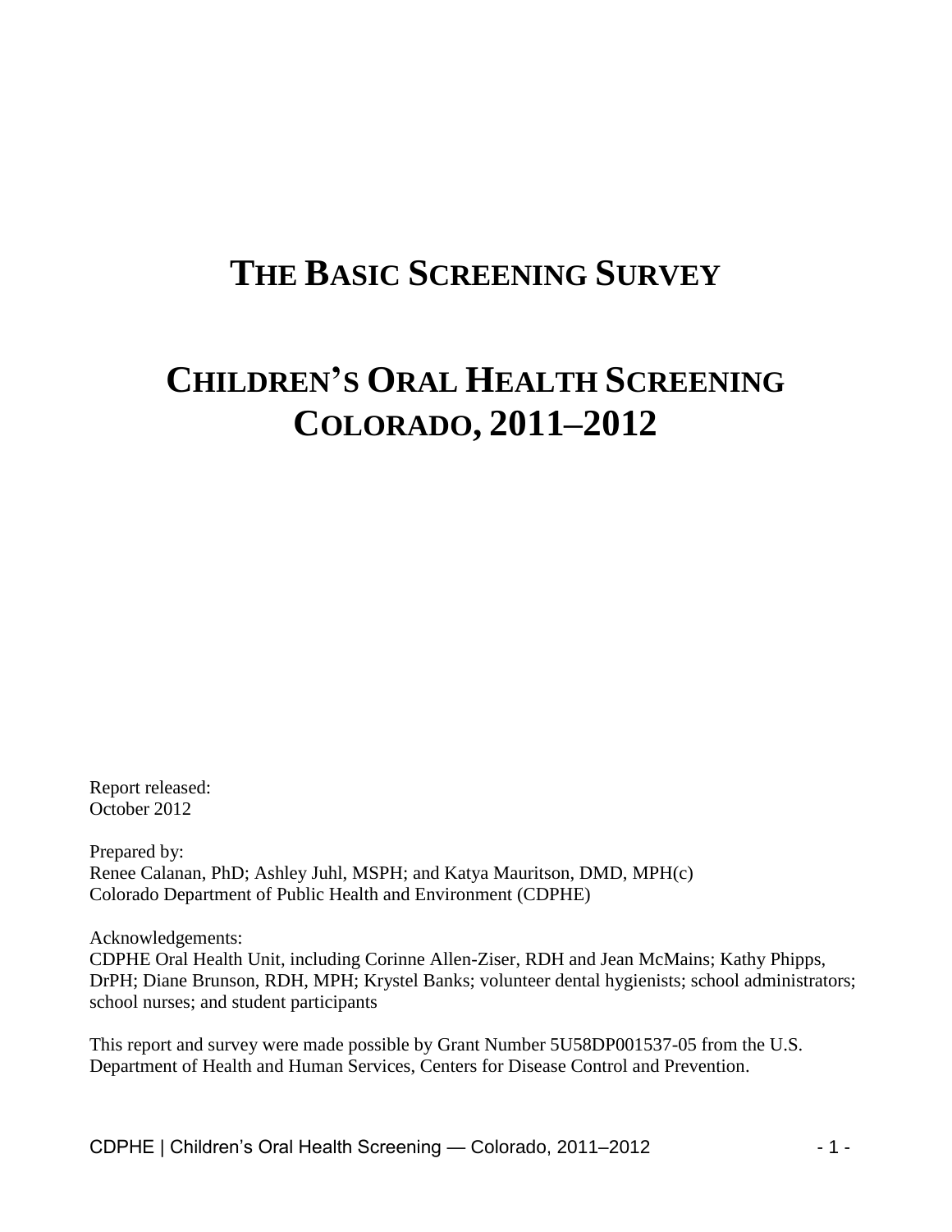# THE BASIC SCREENING SURVEY

# CHILDREN'S ORAL HEALTH SCREENING COLORADO, 2011–2012

Report released:
October 2012

Prepared by:
Renee Calanan, PhD; Ashley Juhl, MSPH; and Katya Mauritson, DMD, MPH(c)
Colorado Department of Public Health and Environment (CDPHE)

Acknowledgements:
CDPHE Oral Health Unit, including Corinne Allen-Ziser, RDH and Jean McMains; Kathy Phipps, DrPH; Diane Brunson, RDH, MPH; Krystel Banks; volunteer dental hygienists; school administrators; school nurses; and student participants

This report and survey were made possible by Grant Number 5U58DP001537-05 from the U.S. Department of Health and Human Services, Centers for Disease Control and Prevention.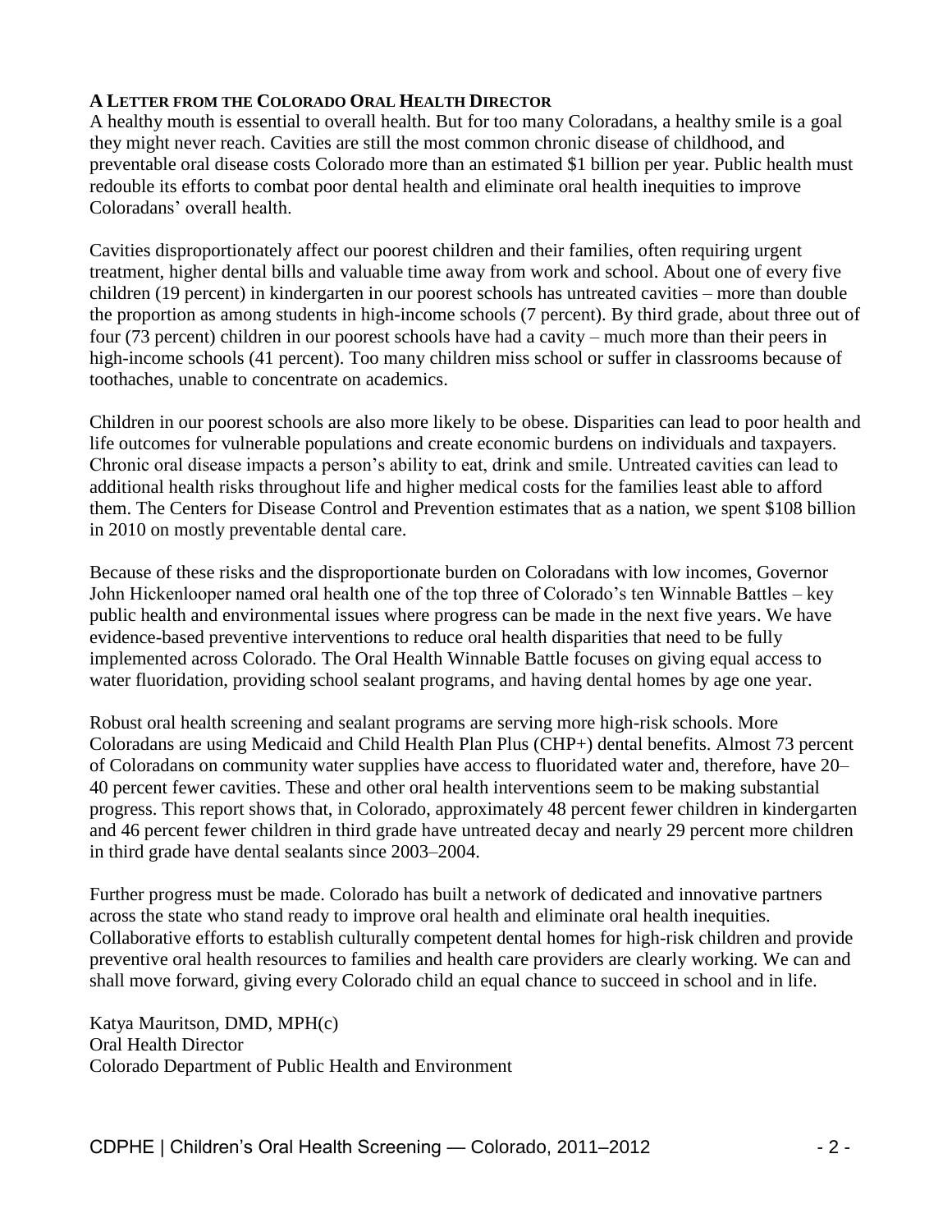## A Letter from the Colorado Oral Health Director

A healthy mouth is essential to overall health. But for too many Coloradans, a healthy smile is a goal they might never reach. Cavities are still the most common chronic disease of childhood, and preventable oral disease costs Colorado more than an estimated $1 billion per year. Public health must redouble its efforts to combat poor dental health and eliminate oral health inequities to improve Coloradans' overall health.

Cavities disproportionately affect our poorest children and their families, often requiring urgent treatment, higher dental bills and valuable time away from work and school. About one of every five children (19 percent) in kindergarten in our poorest schools has untreated cavities – more than double the proportion as among students in high-income schools (7 percent). By third grade, about three out of four (73 percent) children in our poorest schools have had a cavity – much more than their peers in high-income schools (41 percent). Too many children miss school or suffer in classrooms because of toothaches, unable to concentrate on academics.

Children in our poorest schools are also more likely to be obese. Disparities can lead to poor health and life outcomes for vulnerable populations and create economic burdens on individuals and taxpayers. Chronic oral disease impacts a person's ability to eat, drink and smile. Untreated cavities can lead to additional health risks throughout life and higher medical costs for the families least able to afford them. The Centers for Disease Control and Prevention estimates that as a nation, we spent $108 billion in 2010 on mostly preventable dental care.

Because of these risks and the disproportionate burden on Coloradans with low incomes, Governor John Hickenlooper named oral health one of the top three of Colorado's ten Winnable Battles – key public health and environmental issues where progress can be made in the next five years. We have evidence-based preventive interventions to reduce oral health disparities that need to be fully implemented across Colorado. The Oral Health Winnable Battle focuses on giving equal access to water fluoridation, providing school sealant programs, and having dental homes by age one year.

Robust oral health screening and sealant programs are serving more high-risk schools. More Coloradans are using Medicaid and Child Health Plan Plus (CHP+) dental benefits. Almost 73 percent of Coloradans on community water supplies have access to fluoridated water and, therefore, have 20–40 percent fewer cavities. These and other oral health interventions seem to be making substantial progress. This report shows that, in Colorado, approximately 48 percent fewer children in kindergarten and 46 percent fewer children in third grade have untreated decay and nearly 29 percent more children in third grade have dental sealants since 2003–2004.

Further progress must be made. Colorado has built a network of dedicated and innovative partners across the state who stand ready to improve oral health and eliminate oral health inequities. Collaborative efforts to establish culturally competent dental homes for high-risk children and provide preventive oral health resources to families and health care providers are clearly working. We can and shall move forward, giving every Colorado child an equal chance to succeed in school and in life.

Katya Mauritson, DMD, MPH(c)
Oral Health Director
Colorado Department of Public Health and Environment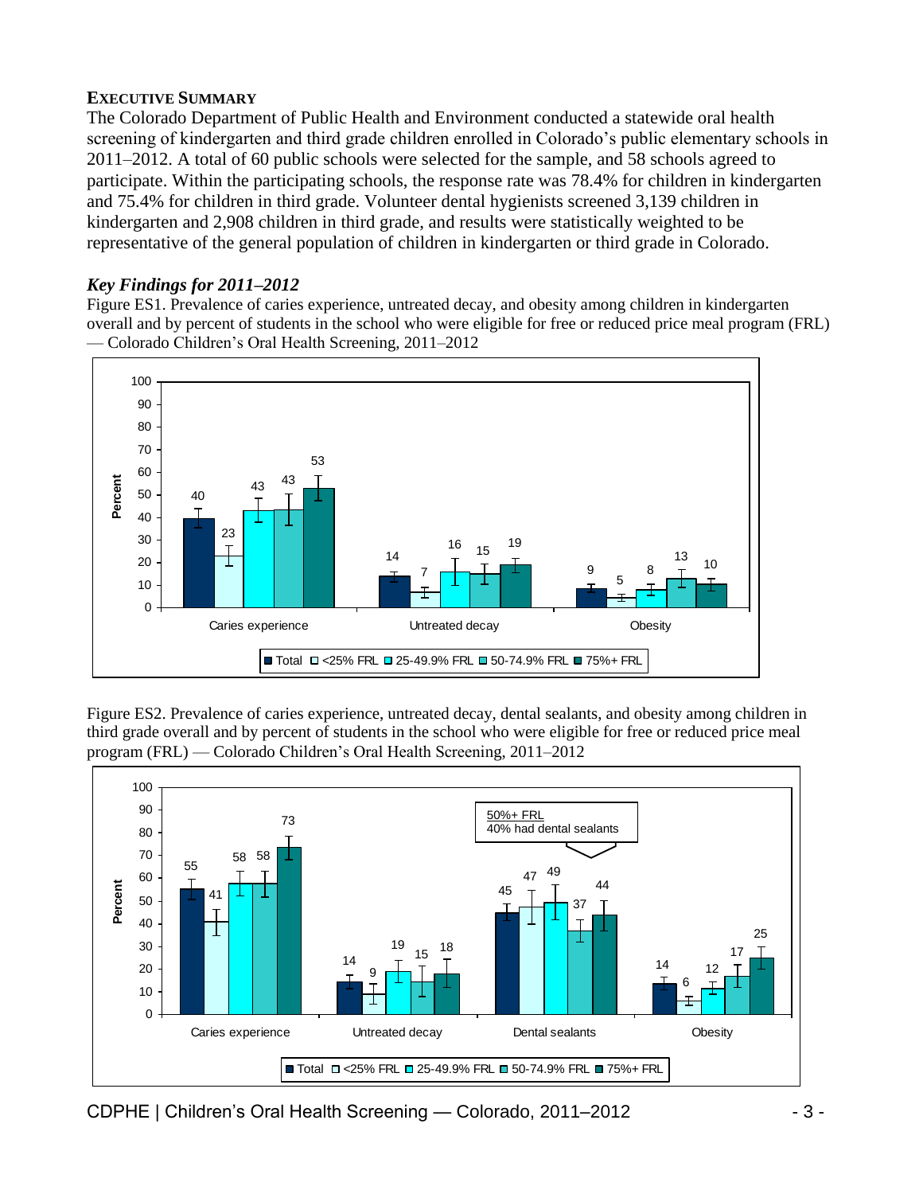## EXECUTIVE SUMMARY

The Colorado Department of Public Health and Environment conducted a statewide oral health screening of kindergarten and third grade children enrolled in Colorado's public elementary schools in 2011–2012. A total of 60 public schools were selected for the sample, and 58 schools agreed to participate. Within the participating schools, the response rate was 78.4% for children in kindergarten and 75.4% for children in third grade. Volunteer dental hygienists screened 3,139 children in kindergarten and 2,908 children in third grade, and results were statistically weighted to be representative of the general population of children in kindergarten or third grade in Colorado.

### *Key Findings for 2011–2012*

Figure ES1. Prevalence of caries experience, untreated decay, and obesity among children in kindergarten overall and by percent of students in the school who were eligible for free or reduced price meal program (FRL) — Colorado Children's Oral Health Screening, 2011–2012

| Percent | Total | <25% FRL | 25-49.9% FRL | 50-74.9% FRL | 75%+ FRL |
|---|---|---|---|---|---|
| Caries experience | 40 | 23 | 43 | 43 | 53 |
| Untreated decay | 14 | 7 | 16 | 15 | 19 |
| Obesity | 9 | 5 | 8 | 13 | 10 |

Figure ES2. Prevalence of caries experience, untreated decay, dental sealants, and obesity among children in third grade overall and by percent of students in the school who were eligible for free or reduced price meal program (FRL) — Colorado Children's Oral Health Screening, 2011–2012

| Percent | Total | <25% FRL | 25-49.9% FRL | 50-74.9% FRL | 75%+ FRL |
|---|---|---|---|---|---|
| Caries experience | 55 | 41 | 58 | 58 | 73 |
| Untreated decay | 14 | 9 | 19 | 15 | 18 |
| Dental sealants | 45 | 47 | 49 | 37 | 44 |
| Obesity | 14 | 6 | 12 | 17 | 25 |

50%+ FRL: 40% had dental sealants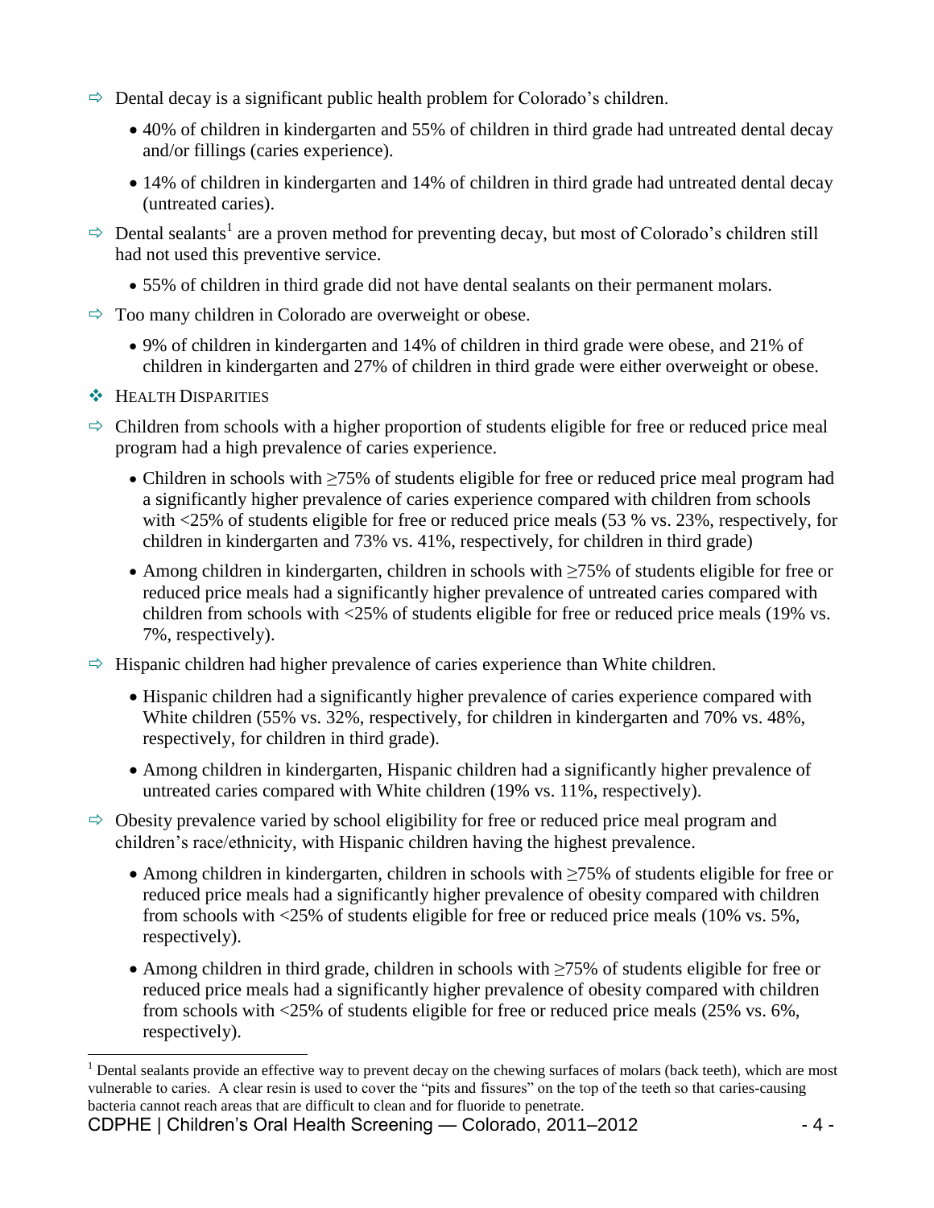- ⇨ Dental decay is a significant public health problem for Colorado's children.
  - 40% of children in kindergarten and 55% of children in third grade had untreated dental decay and/or fillings (caries experience).
  - 14% of children in kindergarten and 14% of children in third grade had untreated dental decay (untreated caries).
- ⇨ Dental sealants[1] are a proven method for preventing decay, but most of Colorado's children still had not used this preventive service.
  - 55% of children in third grade did not have dental sealants on their permanent molars.
- ⇨ Too many children in Colorado are overweight or obese.
  - 9% of children in kindergarten and 14% of children in third grade were obese, and 21% of children in kindergarten and 27% of children in third grade were either overweight or obese.

## ❖ HEALTH DISPARITIES

- ⇨ Children from schools with a higher proportion of students eligible for free or reduced price meal program had a high prevalence of caries experience.
  - Children in schools with ≥75% of students eligible for free or reduced price meal program had a significantly higher prevalence of caries experience compared with children from schools with <25% of students eligible for free or reduced price meals (53 % vs. 23%, respectively, for children in kindergarten and 73% vs. 41%, respectively, for children in third grade)
  - Among children in kindergarten, children in schools with ≥75% of students eligible for free or reduced price meals had a significantly higher prevalence of untreated caries compared with children from schools with <25% of students eligible for free or reduced price meals (19% vs. 7%, respectively).
- ⇨ Hispanic children had higher prevalence of caries experience than White children.
  - Hispanic children had a significantly higher prevalence of caries experience compared with White children (55% vs. 32%, respectively, for children in kindergarten and 70% vs. 48%, respectively, for children in third grade).
  - Among children in kindergarten, Hispanic children had a significantly higher prevalence of untreated caries compared with White children (19% vs. 11%, respectively).
- ⇨ Obesity prevalence varied by school eligibility for free or reduced price meal program and children's race/ethnicity, with Hispanic children having the highest prevalence.
  - Among children in kindergarten, children in schools with ≥75% of students eligible for free or reduced price meals had a significantly higher prevalence of obesity compared with children from schools with <25% of students eligible for free or reduced price meals (10% vs. 5%, respectively).
  - Among children in third grade, children in schools with ≥75% of students eligible for free or reduced price meals had a significantly higher prevalence of obesity compared with children from schools with <25% of students eligible for free or reduced price meals (25% vs. 6%, respectively).

---

[1] Dental sealants provide an effective way to prevent decay on the chewing surfaces of molars (back teeth), which are most vulnerable to caries. A clear resin is used to cover the "pits and fissures" on the top of the teeth so that caries-causing bacteria cannot reach areas that are difficult to clean and for fluoride to penetrate.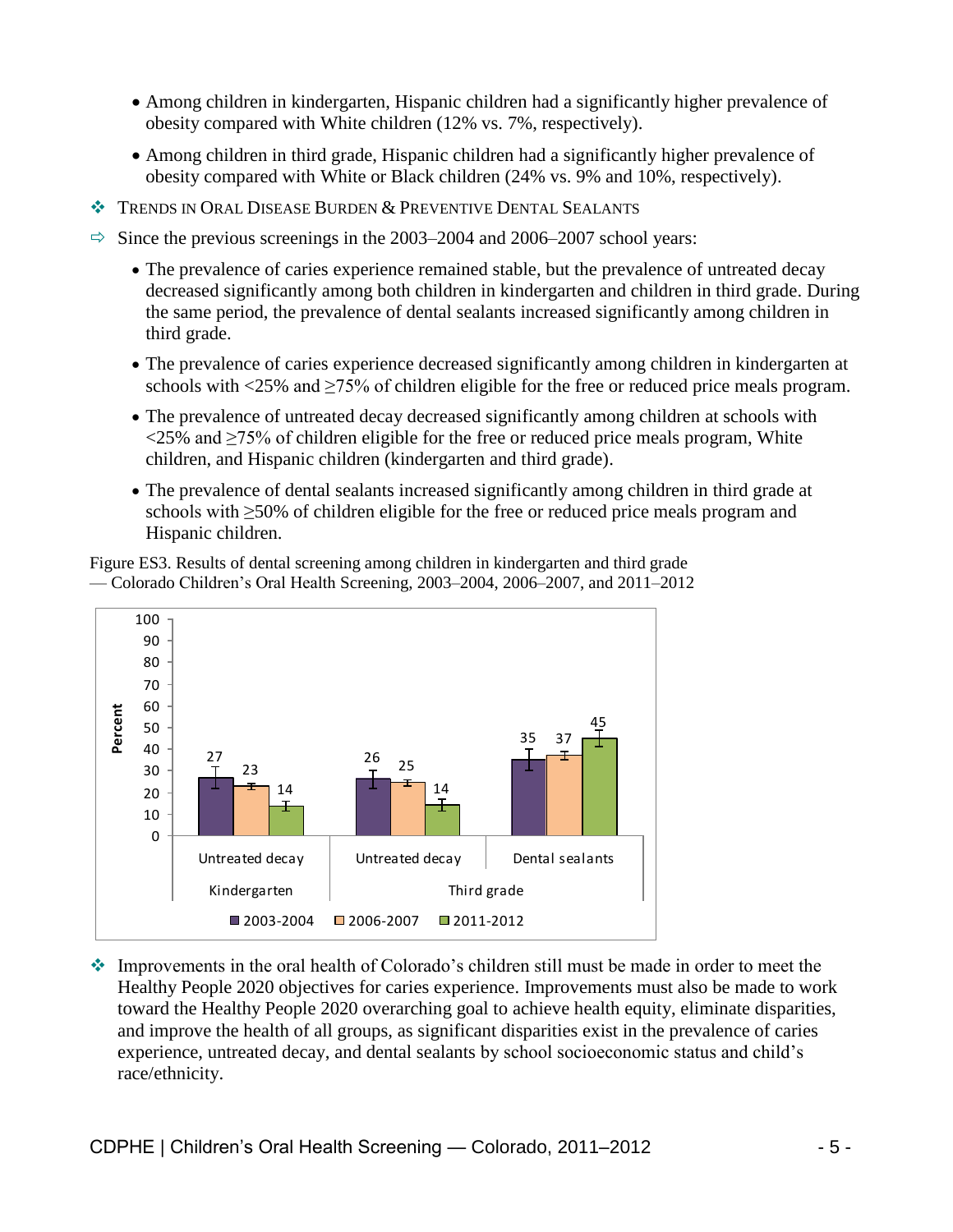- Among children in kindergarten, Hispanic children had a significantly higher prevalence of obesity compared with White children (12% vs. 7%, respectively).
- Among children in third grade, Hispanic children had a significantly higher prevalence of obesity compared with White or Black children (24% vs. 9% and 10%, respectively).

❖ TRENDS IN ORAL DISEASE BURDEN & PREVENTIVE DENTAL SEALANTS

⇨ Since the previous screenings in the 2003–2004 and 2006–2007 school years:

- The prevalence of caries experience remained stable, but the prevalence of untreated decay decreased significantly among both children in kindergarten and children in third grade. During the same period, the prevalence of dental sealants increased significantly among children in third grade.
- The prevalence of caries experience decreased significantly among children in kindergarten at schools with <25% and ≥75% of children eligible for the free or reduced price meals program.
- The prevalence of untreated decay decreased significantly among children at schools with <25% and ≥75% of children eligible for the free or reduced price meals program, White children, and Hispanic children (kindergarten and third grade).
- The prevalence of dental sealants increased significantly among children in third grade at schools with ≥50% of children eligible for the free or reduced price meals program and Hispanic children.

Figure ES3. Results of dental screening among children in kindergarten and third grade — Colorado Children's Oral Health Screening, 2003–2004, 2006–2007, and 2011–2012

| Grade | Measure | 2003-2004 | 2006-2007 | 2011-2012 |
|---|---|---|---|---|
| Kindergarten | Untreated decay | 27 | 23 | 14 |
| Third grade | Untreated decay | 26 | 25 | 14 |
| Third grade | Dental sealants | 35 | 37 | 45 |

❖ Improvements in the oral health of Colorado's children still must be made in order to meet the Healthy People 2020 objectives for caries experience. Improvements must also be made to work toward the Healthy People 2020 overarching goal to achieve health equity, eliminate disparities, and improve the health of all groups, as significant disparities exist in the prevalence of caries experience, untreated decay, and dental sealants by school socioeconomic status and child's race/ethnicity.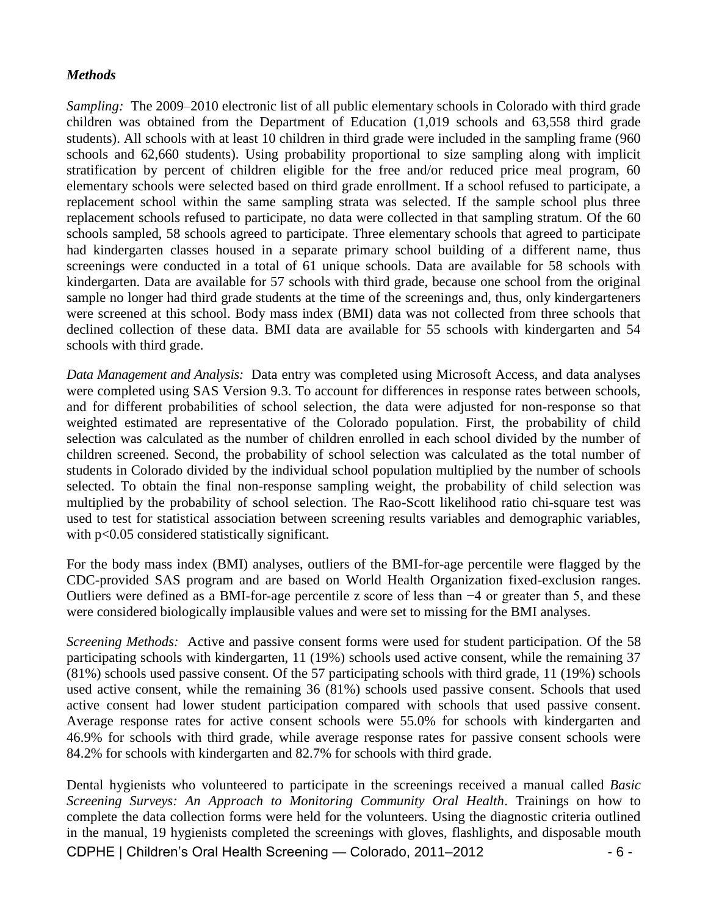### *Methods*

*Sampling:* The 2009–2010 electronic list of all public elementary schools in Colorado with third grade children was obtained from the Department of Education (1,019 schools and 63,558 third grade students). All schools with at least 10 children in third grade were included in the sampling frame (960 schools and 62,660 students). Using probability proportional to size sampling along with implicit stratification by percent of children eligible for the free and/or reduced price meal program, 60 elementary schools were selected based on third grade enrollment. If a school refused to participate, a replacement school within the same sampling strata was selected. If the sample school plus three replacement schools refused to participate, no data were collected in that sampling stratum. Of the 60 schools sampled, 58 schools agreed to participate. Three elementary schools that agreed to participate had kindergarten classes housed in a separate primary school building of a different name, thus screenings were conducted in a total of 61 unique schools. Data are available for 58 schools with kindergarten. Data are available for 57 schools with third grade, because one school from the original sample no longer had third grade students at the time of the screenings and, thus, only kindergarteners were screened at this school. Body mass index (BMI) data was not collected from three schools that declined collection of these data. BMI data are available for 55 schools with kindergarten and 54 schools with third grade.

*Data Management and Analysis:* Data entry was completed using Microsoft Access, and data analyses were completed using SAS Version 9.3. To account for differences in response rates between schools, and for different probabilities of school selection, the data were adjusted for non-response so that weighted estimated are representative of the Colorado population. First, the probability of child selection was calculated as the number of children enrolled in each school divided by the number of children screened. Second, the probability of school selection was calculated as the total number of students in Colorado divided by the individual school population multiplied by the number of schools selected. To obtain the final non-response sampling weight, the probability of child selection was multiplied by the probability of school selection. The Rao-Scott likelihood ratio chi-square test was used to test for statistical association between screening results variables and demographic variables, with $p<0.05$ considered statistically significant.

For the body mass index (BMI) analyses, outliers of the BMI-for-age percentile were flagged by the CDC-provided SAS program and are based on World Health Organization fixed-exclusion ranges. Outliers were defined as a BMI-for-age percentile z score of less than $-4$ or greater than 5, and these were considered biologically implausible values and were set to missing for the BMI analyses.

*Screening Methods:* Active and passive consent forms were used for student participation. Of the 58 participating schools with kindergarten, 11 (19%) schools used active consent, while the remaining 37 (81%) schools used passive consent. Of the 57 participating schools with third grade, 11 (19%) schools used active consent, while the remaining 36 (81%) schools used passive consent. Schools that used active consent had lower student participation compared with schools that used passive consent. Average response rates for active consent schools were 55.0% for schools with kindergarten and 46.9% for schools with third grade, while average response rates for passive consent schools were 84.2% for schools with kindergarten and 82.7% for schools with third grade.

Dental hygienists who volunteered to participate in the screenings received a manual called *Basic Screening Surveys: An Approach to Monitoring Community Oral Health*. Trainings on how to complete the data collection forms were held for the volunteers. Using the diagnostic criteria outlined in the manual, 19 hygienists completed the screenings with gloves, flashlights, and disposable mouth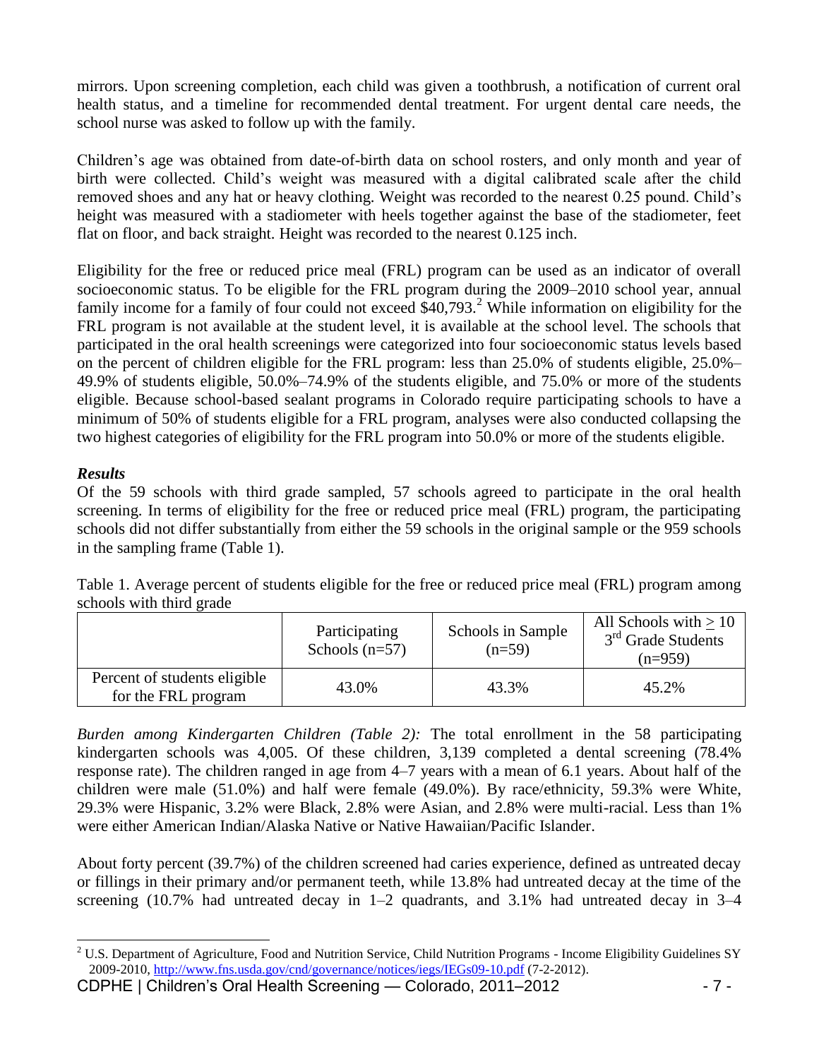mirrors. Upon screening completion, each child was given a toothbrush, a notification of current oral health status, and a timeline for recommended dental treatment. For urgent dental care needs, the school nurse was asked to follow up with the family.

Children's age was obtained from date-of-birth data on school rosters, and only month and year of birth were collected. Child's weight was measured with a digital calibrated scale after the child removed shoes and any hat or heavy clothing. Weight was recorded to the nearest 0.25 pound. Child's height was measured with a stadiometer with heels together against the base of the stadiometer, feet flat on floor, and back straight. Height was recorded to the nearest 0.125 inch.

Eligibility for the free or reduced price meal (FRL) program can be used as an indicator of overall socioeconomic status. To be eligible for the FRL program during the 2009–2010 school year, annual family income for a family of four could not exceed $40,793.[2] While information on eligibility for the FRL program is not available at the student level, it is available at the school level. The schools that participated in the oral health screenings were categorized into four socioeconomic status levels based on the percent of children eligible for the FRL program: less than 25.0% of students eligible, 25.0%–49.9% of students eligible, 50.0%–74.9% of the students eligible, and 75.0% or more of the students eligible. Because school-based sealant programs in Colorado require participating schools to have a minimum of 50% of students eligible for a FRL program, analyses were also conducted collapsing the two highest categories of eligibility for the FRL program into 50.0% or more of the students eligible.

### *Results*

Of the 59 schools with third grade sampled, 57 schools agreed to participate in the oral health screening. In terms of eligibility for the free or reduced price meal (FRL) program, the participating schools did not differ substantially from either the 59 schools in the original sample or the 959 schools in the sampling frame (Table 1).

Table 1. Average percent of students eligible for the free or reduced price meal (FRL) program among schools with third grade

| | Participating Schools (n=57) | Schools in Sample (n=59) | All Schools with ≥ 10 3rd Grade Students (n=959) |
|---|---|---|---|
| Percent of students eligible for the FRL program | 43.0% | 43.3% | 45.2% |

*Burden among Kindergarten Children (Table 2):* The total enrollment in the 58 participating kindergarten schools was 4,005. Of these children, 3,139 completed a dental screening (78.4% response rate). The children ranged in age from 4–7 years with a mean of 6.1 years. About half of the children were male (51.0%) and half were female (49.0%). By race/ethnicity, 59.3% were White, 29.3% were Hispanic, 3.2% were Black, 2.8% were Asian, and 2.8% were multi-racial. Less than 1% were either American Indian/Alaska Native or Native Hawaiian/Pacific Islander.

About forty percent (39.7%) of the children screened had caries experience, defined as untreated decay or fillings in their primary and/or permanent teeth, while 13.8% had untreated decay at the time of the screening (10.7% had untreated decay in 1–2 quadrants, and 3.1% had untreated decay in 3–4

---

[2] U.S. Department of Agriculture, Food and Nutrition Service, Child Nutrition Programs - Income Eligibility Guidelines SY 2009-2010, http://www.fns.usda.gov/cnd/governance/notices/iegs/IEGs09-10.pdf (7-2-2012).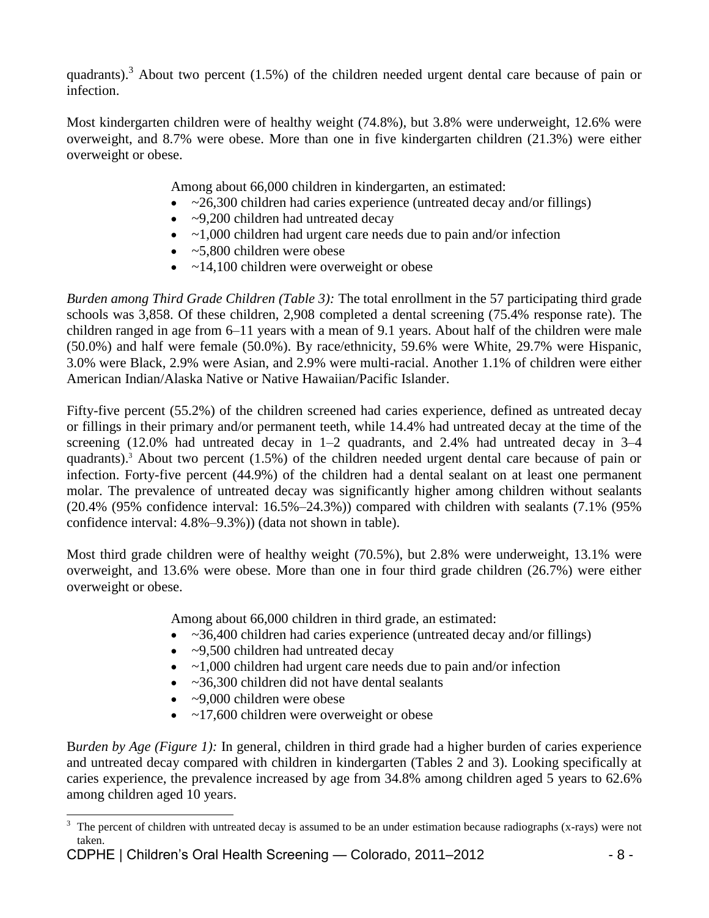quadrants).[3] About two percent (1.5%) of the children needed urgent dental care because of pain or infection.

Most kindergarten children were of healthy weight (74.8%), but 3.8% were underweight, 12.6% were overweight, and 8.7% were obese. More than one in five kindergarten children (21.3%) were either overweight or obese.

Among about 66,000 children in kindergarten, an estimated:

- ~26,300 children had caries experience (untreated decay and/or fillings)
- ~9,200 children had untreated decay
- ~1,000 children had urgent care needs due to pain and/or infection
- ~5,800 children were obese
- ~14,100 children were overweight or obese

*Burden among Third Grade Children (Table 3):* The total enrollment in the 57 participating third grade schools was 3,858. Of these children, 2,908 completed a dental screening (75.4% response rate). The children ranged in age from 6–11 years with a mean of 9.1 years. About half of the children were male (50.0%) and half were female (50.0%). By race/ethnicity, 59.6% were White, 29.7% were Hispanic, 3.0% were Black, 2.9% were Asian, and 2.9% were multi-racial. Another 1.1% of children were either American Indian/Alaska Native or Native Hawaiian/Pacific Islander.

Fifty-five percent (55.2%) of the children screened had caries experience, defined as untreated decay or fillings in their primary and/or permanent teeth, while 14.4% had untreated decay at the time of the screening (12.0% had untreated decay in 1–2 quadrants, and 2.4% had untreated decay in 3–4 quadrants).[3] About two percent (1.5%) of the children needed urgent dental care because of pain or infection. Forty-five percent (44.9%) of the children had a dental sealant on at least one permanent molar. The prevalence of untreated decay was significantly higher among children without sealants (20.4% (95% confidence interval: 16.5%–24.3%)) compared with children with sealants (7.1% (95% confidence interval: 4.8%–9.3%)) (data not shown in table).

Most third grade children were of healthy weight (70.5%), but 2.8% were underweight, 13.1% were overweight, and 13.6% were obese. More than one in four third grade children (26.7%) were either overweight or obese.

Among about 66,000 children in third grade, an estimated:

- ~36,400 children had caries experience (untreated decay and/or fillings)
- ~9,500 children had untreated decay
- ~1,000 children had urgent care needs due to pain and/or infection
- ~36,300 children did not have dental sealants
- ~9,000 children were obese
- ~17,600 children were overweight or obese

*Burden by Age (Figure 1):* In general, children in third grade had a higher burden of caries experience and untreated decay compared with children in kindergarten (Tables 2 and 3). Looking specifically at caries experience, the prevalence increased by age from 34.8% among children aged 5 years to 62.6% among children aged 10 years.

[3] The percent of children with untreated decay is assumed to be an under estimation because radiographs (x-rays) were not taken.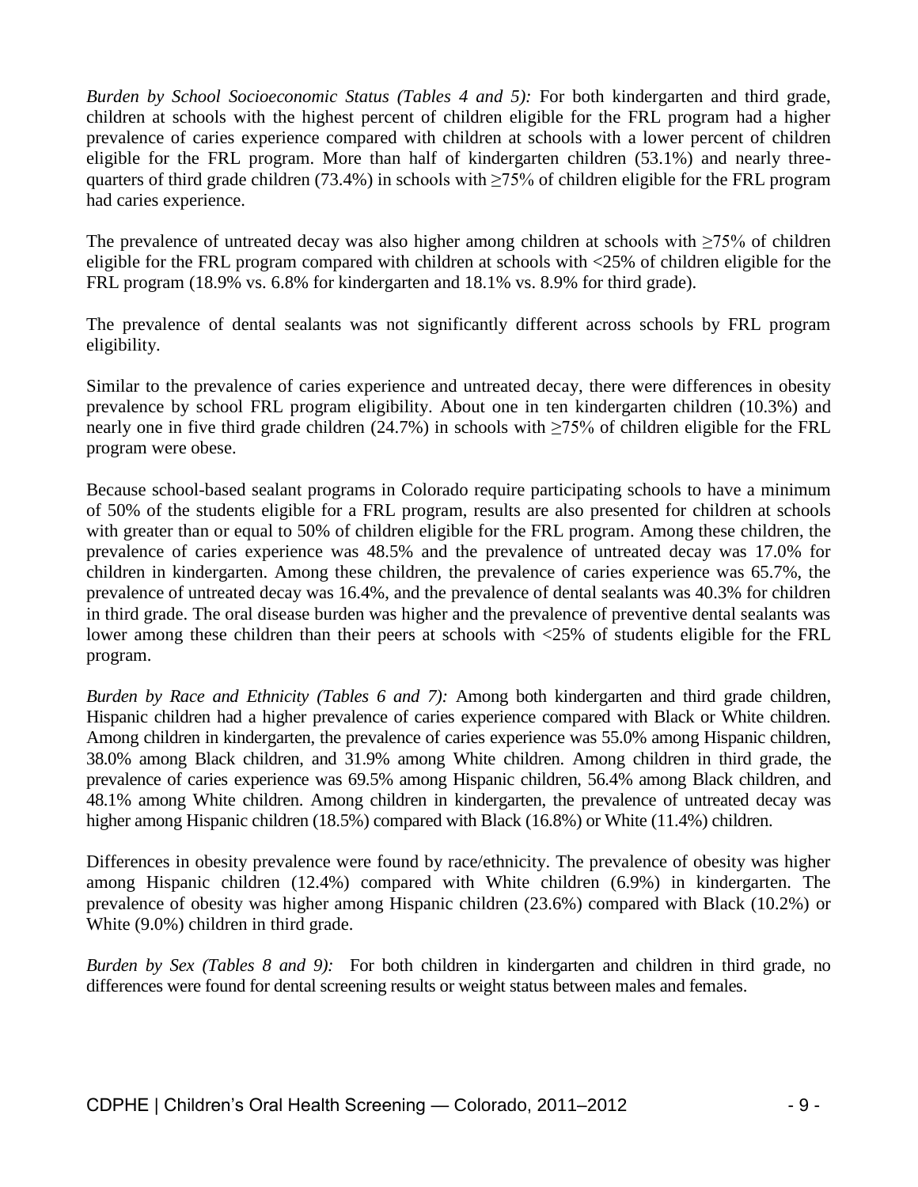*Burden by School Socioeconomic Status (Tables 4 and 5):* For both kindergarten and third grade, children at schools with the highest percent of children eligible for the FRL program had a higher prevalence of caries experience compared with children at schools with a lower percent of children eligible for the FRL program. More than half of kindergarten children (53.1%) and nearly three-quarters of third grade children (73.4%) in schools with ≥75% of children eligible for the FRL program had caries experience.

The prevalence of untreated decay was also higher among children at schools with ≥75% of children eligible for the FRL program compared with children at schools with <25% of children eligible for the FRL program (18.9% vs. 6.8% for kindergarten and 18.1% vs. 8.9% for third grade).

The prevalence of dental sealants was not significantly different across schools by FRL program eligibility.

Similar to the prevalence of caries experience and untreated decay, there were differences in obesity prevalence by school FRL program eligibility. About one in ten kindergarten children (10.3%) and nearly one in five third grade children (24.7%) in schools with ≥75% of children eligible for the FRL program were obese.

Because school-based sealant programs in Colorado require participating schools to have a minimum of 50% of the students eligible for a FRL program, results are also presented for children at schools with greater than or equal to 50% of children eligible for the FRL program. Among these children, the prevalence of caries experience was 48.5% and the prevalence of untreated decay was 17.0% for children in kindergarten. Among these children, the prevalence of caries experience was 65.7%, the prevalence of untreated decay was 16.4%, and the prevalence of dental sealants was 40.3% for children in third grade. The oral disease burden was higher and the prevalence of preventive dental sealants was lower among these children than their peers at schools with <25% of students eligible for the FRL program.

*Burden by Race and Ethnicity (Tables 6 and 7):* Among both kindergarten and third grade children, Hispanic children had a higher prevalence of caries experience compared with Black or White children. Among children in kindergarten, the prevalence of caries experience was 55.0% among Hispanic children, 38.0% among Black children, and 31.9% among White children. Among children in third grade, the prevalence of caries experience was 69.5% among Hispanic children, 56.4% among Black children, and 48.1% among White children. Among children in kindergarten, the prevalence of untreated decay was higher among Hispanic children (18.5%) compared with Black (16.8%) or White (11.4%) children.

Differences in obesity prevalence were found by race/ethnicity. The prevalence of obesity was higher among Hispanic children (12.4%) compared with White children (6.9%) in kindergarten. The prevalence of obesity was higher among Hispanic children (23.6%) compared with Black (10.2%) or White (9.0%) children in third grade.

*Burden by Sex (Tables 8 and 9):* For both children in kindergarten and children in third grade, no differences were found for dental screening results or weight status between males and females.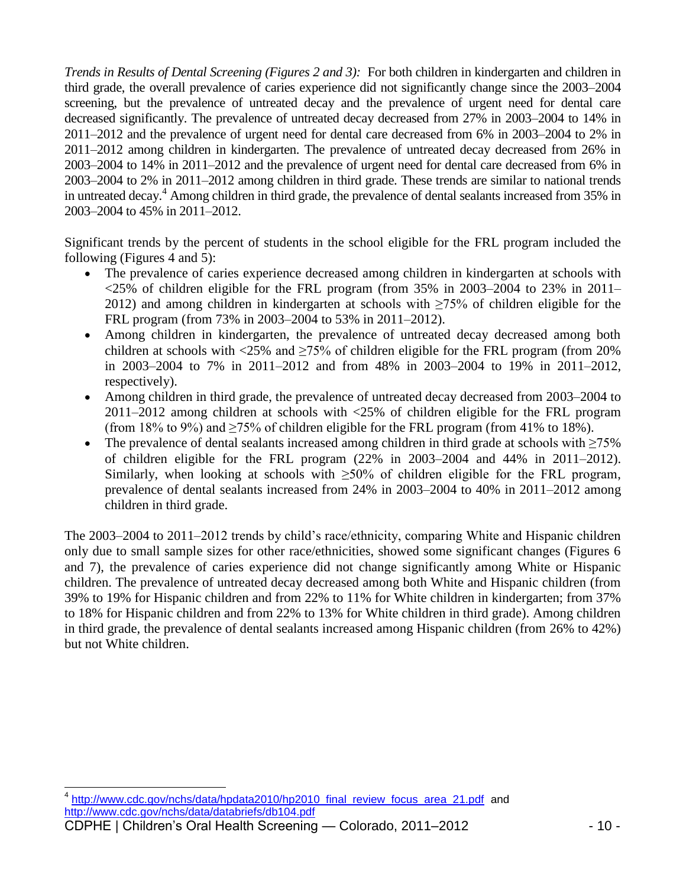*Trends in Results of Dental Screening (Figures 2 and 3):* For both children in kindergarten and children in third grade, the overall prevalence of caries experience did not significantly change since the 2003–2004 screening, but the prevalence of untreated decay and the prevalence of urgent need for dental care decreased significantly. The prevalence of untreated decay decreased from 27% in 2003–2004 to 14% in 2011–2012 and the prevalence of urgent need for dental care decreased from 6% in 2003–2004 to 2% in 2011–2012 among children in kindergarten. The prevalence of untreated decay decreased from 26% in 2003–2004 to 14% in 2011–2012 and the prevalence of urgent need for dental care decreased from 6% in 2003–2004 to 2% in 2011–2012 among children in third grade. These trends are similar to national trends in untreated decay.[4] Among children in third grade, the prevalence of dental sealants increased from 35% in 2003–2004 to 45% in 2011–2012.

Significant trends by the percent of students in the school eligible for the FRL program included the following (Figures 4 and 5):

- The prevalence of caries experience decreased among children in kindergarten at schools with <25% of children eligible for the FRL program (from 35% in 2003–2004 to 23% in 2011–2012) and among children in kindergarten at schools with ≥75% of children eligible for the FRL program (from 73% in 2003–2004 to 53% in 2011–2012).
- Among children in kindergarten, the prevalence of untreated decay decreased among both children at schools with <25% and ≥75% of children eligible for the FRL program (from 20% in 2003–2004 to 7% in 2011–2012 and from 48% in 2003–2004 to 19% in 2011–2012, respectively).
- Among children in third grade, the prevalence of untreated decay decreased from 2003–2004 to 2011–2012 among children at schools with <25% of children eligible for the FRL program (from 18% to 9%) and ≥75% of children eligible for the FRL program (from 41% to 18%).
- The prevalence of dental sealants increased among children in third grade at schools with ≥75% of children eligible for the FRL program (22% in 2003–2004 and 44% in 2011–2012). Similarly, when looking at schools with ≥50% of children eligible for the FRL program, prevalence of dental sealants increased from 24% in 2003–2004 to 40% in 2011–2012 among children in third grade.

The 2003–2004 to 2011–2012 trends by child's race/ethnicity, comparing White and Hispanic children only due to small sample sizes for other race/ethnicities, showed some significant changes (Figures 6 and 7), the prevalence of caries experience did not change significantly among White or Hispanic children. The prevalence of untreated decay decreased among both White and Hispanic children (from 39% to 19% for Hispanic children and from 22% to 11% for White children in kindergarten; from 37% to 18% for Hispanic children and from 22% to 13% for White children in third grade). Among children in third grade, the prevalence of dental sealants increased among Hispanic children (from 26% to 42%) but not White children.

[4] http://www.cdc.gov/nchs/data/hpdata2010/hp2010_final_review_focus_area_21.pdf and http://www.cdc.gov/nchs/data/databriefs/db104.pdf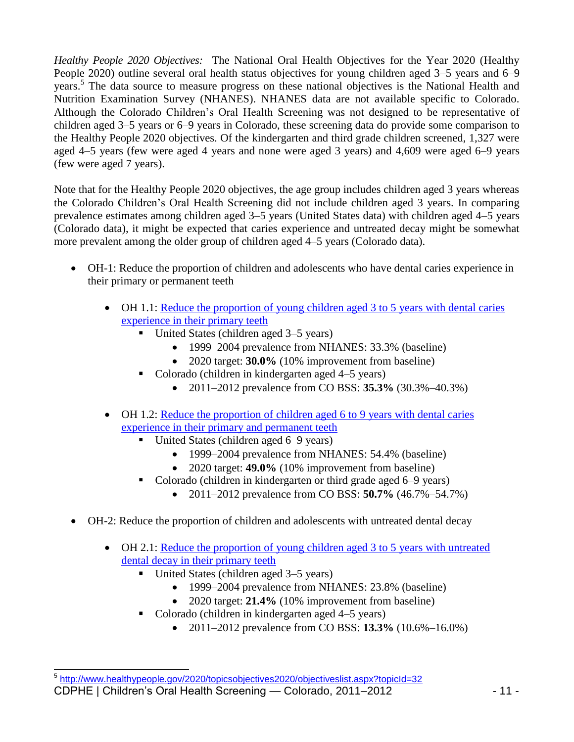*Healthy People 2020 Objectives:* The National Oral Health Objectives for the Year 2020 (Healthy People 2020) outline several oral health status objectives for young children aged 3–5 years and 6–9 years.[5] The data source to measure progress on these national objectives is the National Health and Nutrition Examination Survey (NHANES). NHANES data are not available specific to Colorado. Although the Colorado Children's Oral Health Screening was not designed to be representative of children aged 3–5 years or 6–9 years in Colorado, these screening data do provide some comparison to the Healthy People 2020 objectives. Of the kindergarten and third grade children screened, 1,327 were aged 4–5 years (few were aged 4 years and none were aged 3 years) and 4,609 were aged 6–9 years (few were aged 7 years).

Note that for the Healthy People 2020 objectives, the age group includes children aged 3 years whereas the Colorado Children's Oral Health Screening did not include children aged 3 years. In comparing prevalence estimates among children aged 3–5 years (United States data) with children aged 4–5 years (Colorado data), it might be expected that caries experience and untreated decay might be somewhat more prevalent among the older group of children aged 4–5 years (Colorado data).

- OH-1: Reduce the proportion of children and adolescents who have dental caries experience in their primary or permanent teeth
  - OH 1.1: Reduce the proportion of young children aged 3 to 5 years with dental caries experience in their primary teeth
    - United States (children aged 3–5 years)
      - 1999–2004 prevalence from NHANES: 33.3% (baseline)
      - 2020 target: **30.0%** (10% improvement from baseline)
    - Colorado (children in kindergarten aged 4–5 years)
      - 2011–2012 prevalence from CO BSS: **35.3%** (30.3%–40.3%)
  - OH 1.2: Reduce the proportion of children aged 6 to 9 years with dental caries experience in their primary and permanent teeth
    - United States (children aged 6–9 years)
      - 1999–2004 prevalence from NHANES: 54.4% (baseline)
      - 2020 target: **49.0%** (10% improvement from baseline)
    - Colorado (children in kindergarten or third grade aged 6–9 years)
      - 2011–2012 prevalence from CO BSS: **50.7%** (46.7%–54.7%)
- OH-2: Reduce the proportion of children and adolescents with untreated dental decay
  - OH 2.1: Reduce the proportion of young children aged 3 to 5 years with untreated dental decay in their primary teeth
    - United States (children aged 3–5 years)
      - 1999–2004 prevalence from NHANES: 23.8% (baseline)
      - 2020 target: **21.4%** (10% improvement from baseline)
    - Colorado (children in kindergarten aged 4–5 years)
      - 2011–2012 prevalence from CO BSS: **13.3%** (10.6%–16.0%)

[5] http://www.healthypeople.gov/2020/topicsobjectives2020/objectiveslist.aspx?topicId=32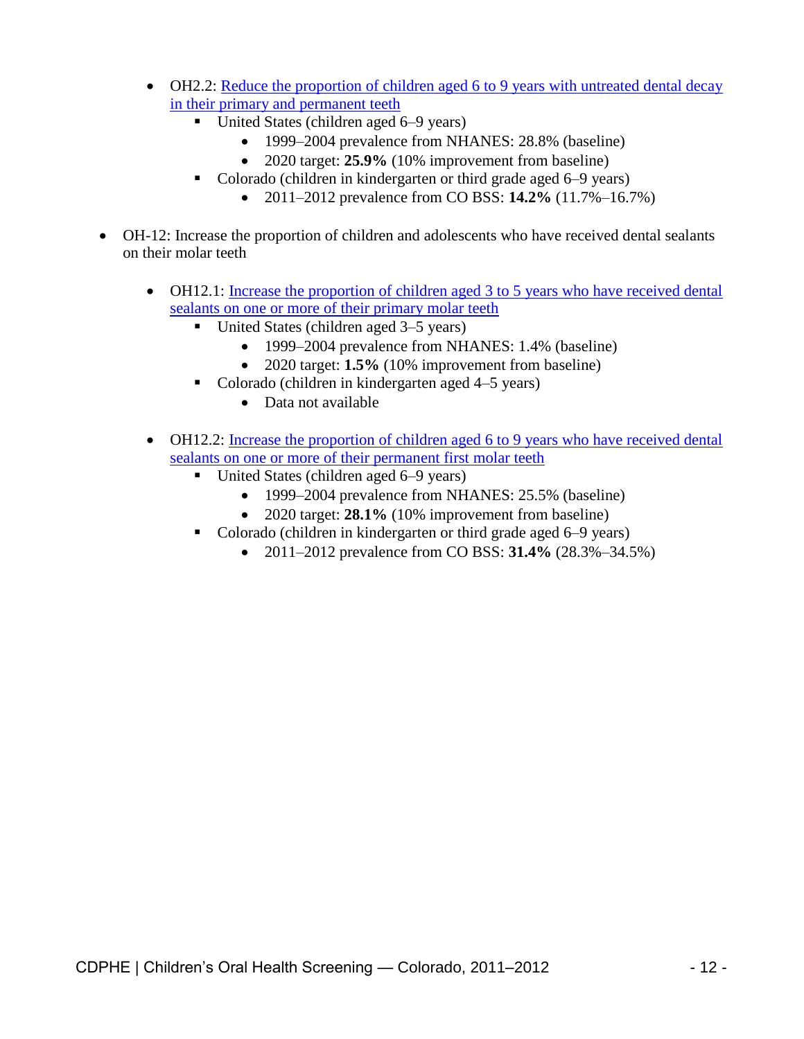- OH2.2: Reduce the proportion of children aged 6 to 9 years with untreated dental decay in their primary and permanent teeth
    - United States (children aged 6–9 years)
      - 1999–2004 prevalence from NHANES: 28.8% (baseline)
      - 2020 target: **25.9%** (10% improvement from baseline)
    - Colorado (children in kindergarten or third grade aged 6–9 years)
      - 2011–2012 prevalence from CO BSS: **14.2%** (11.7%–16.7%)

- OH-12: Increase the proportion of children and adolescents who have received dental sealants on their molar teeth

  - OH12.1: Increase the proportion of children aged 3 to 5 years who have received dental sealants on one or more of their primary molar teeth
    - United States (children aged 3–5 years)
      - 1999–2004 prevalence from NHANES: 1.4% (baseline)
      - 2020 target: **1.5%** (10% improvement from baseline)
    - Colorado (children in kindergarten aged 4–5 years)
      - Data not available

  - OH12.2: Increase the proportion of children aged 6 to 9 years who have received dental sealants on one or more of their permanent first molar teeth
    - United States (children aged 6–9 years)
      - 1999–2004 prevalence from NHANES: 25.5% (baseline)
      - 2020 target: **28.1%** (10% improvement from baseline)
    - Colorado (children in kindergarten or third grade aged 6–9 years)
      - 2011–2012 prevalence from CO BSS: **31.4%** (28.3%–34.5%)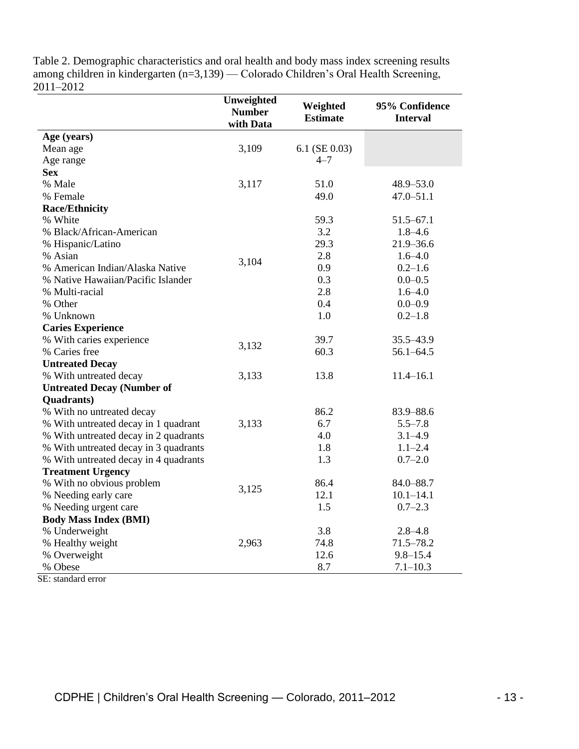Table 2. Demographic characteristics and oral health and body mass index screening results among children in kindergarten (n=3,139) — Colorado Children's Oral Health Screening, 2011–2012

| | Unweighted Number with Data | Weighted Estimate | 95% Confidence Interval |
|---|---|---|---|
| **Age (years)** | | | |
| Mean age | 3,109 | 6.1 (SE 0.03) | |
| Age range | | 4–7 | |
| **Sex** | | | |
| % Male | 3,117 | 51.0 | 48.9–53.0 |
| % Female | | 49.0 | 47.0–51.1 |
| **Race/Ethnicity** | | | |
| % White | 3,104 | 59.3 | 51.5–67.1 |
| % Black/African-American | | 3.2 | 1.8–4.6 |
| % Hispanic/Latino | | 29.3 | 21.9–36.6 |
| % Asian | | 2.8 | 1.6–4.0 |
| % American Indian/Alaska Native | | 0.9 | 0.2–1.6 |
| % Native Hawaiian/Pacific Islander | | 0.3 | 0.0–0.5 |
| % Multi-racial | | 2.8 | 1.6–4.0 |
| % Other | | 0.4 | 0.0–0.9 |
| % Unknown | | 1.0 | 0.2–1.8 |
| **Caries Experience** | | | |
| % With caries experience | 3,132 | 39.7 | 35.5–43.9 |
| % Caries free | | 60.3 | 56.1–64.5 |
| **Untreated Decay** | | | |
| % With untreated decay | 3,133 | 13.8 | 11.4–16.1 |
| **Untreated Decay (Number of Quadrants)** | | | |
| % With no untreated decay | 3,133 | 86.2 | 83.9–88.6 |
| % With untreated decay in 1 quadrant | | 6.7 | 5.5–7.8 |
| % With untreated decay in 2 quadrants | | 4.0 | 3.1–4.9 |
| % With untreated decay in 3 quadrants | | 1.8 | 1.1–2.4 |
| % With untreated decay in 4 quadrants | | 1.3 | 0.7–2.0 |
| **Treatment Urgency** | | | |
| % With no obvious problem | 3,125 | 86.4 | 84.0–88.7 |
| % Needing early care | | 12.1 | 10.1–14.1 |
| % Needing urgent care | | 1.5 | 0.7–2.3 |
| **Body Mass Index (BMI)** | | | |
| % Underweight | 2,963 | 3.8 | 2.8–4.8 |
| % Healthy weight | | 74.8 | 71.5–78.2 |
| % Overweight | | 12.6 | 9.8–15.4 |
| % Obese | | 8.7 | 7.1–10.3 |

SE: standard error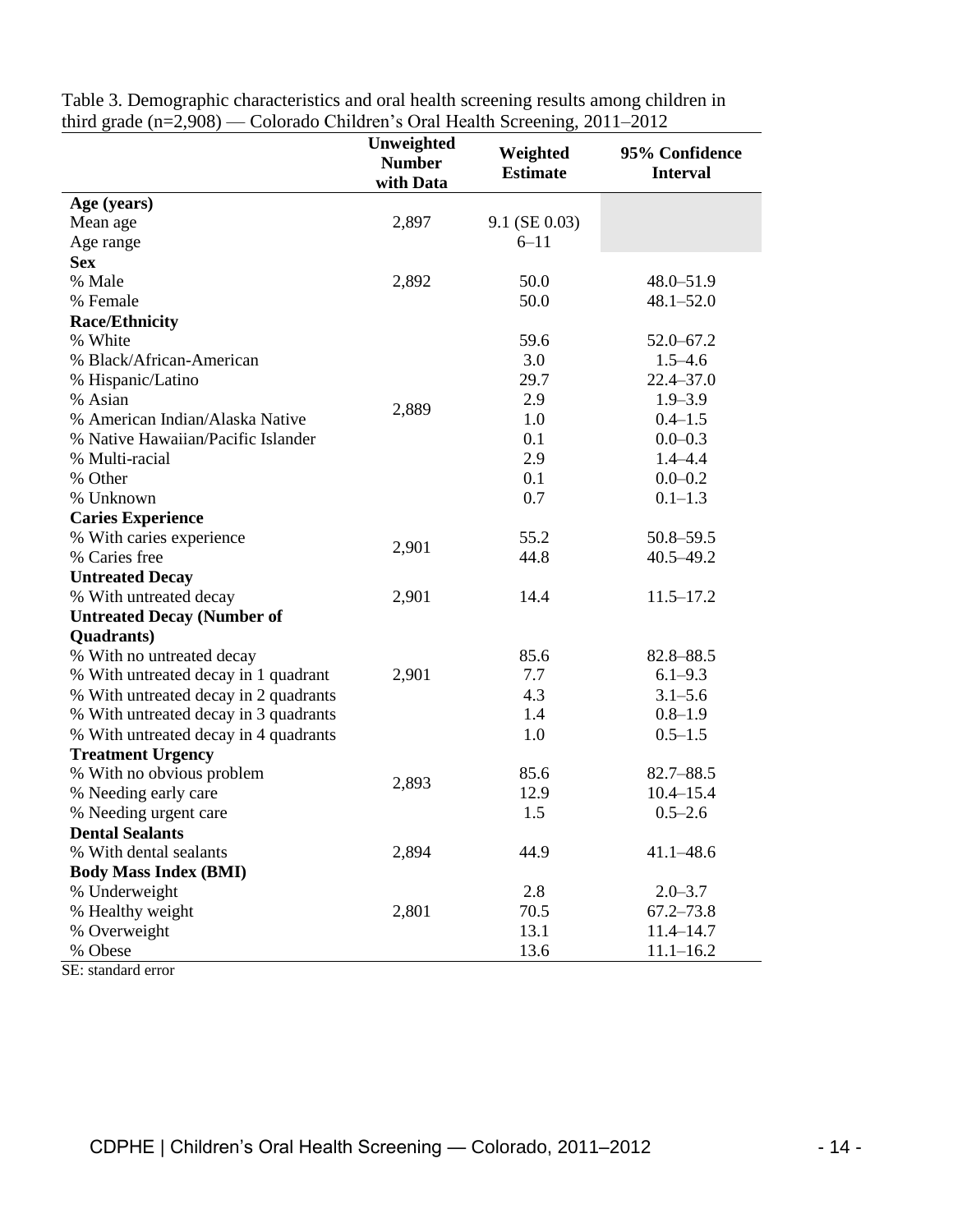Table 3. Demographic characteristics and oral health screening results among children in third grade (n=2,908) — Colorado Children's Oral Health Screening, 2011–2012

| | Unweighted Number with Data | Weighted Estimate | 95% Confidence Interval |
|---|---|---|---|
| **Age (years)** | | | |
| Mean age | 2,897 | 9.1 (SE 0.03) | |
| Age range | | 6–11 | |
| **Sex** | | | |
| % Male | 2,892 | 50.0 | 48.0–51.9 |
| % Female | | 50.0 | 48.1–52.0 |
| **Race/Ethnicity** | | | |
| % White | 2,889 | 59.6 | 52.0–67.2 |
| % Black/African-American | | 3.0 | 1.5–4.6 |
| % Hispanic/Latino | | 29.7 | 22.4–37.0 |
| % Asian | | 2.9 | 1.9–3.9 |
| % American Indian/Alaska Native | | 1.0 | 0.4–1.5 |
| % Native Hawaiian/Pacific Islander | | 0.1 | 0.0–0.3 |
| % Multi-racial | | 2.9 | 1.4–4.4 |
| % Other | | 0.1 | 0.0–0.2 |
| % Unknown | | 0.7 | 0.1–1.3 |
| **Caries Experience** | | | |
| % With caries experience | 2,901 | 55.2 | 50.8–59.5 |
| % Caries free | | 44.8 | 40.5–49.2 |
| **Untreated Decay** | | | |
| % With untreated decay | 2,901 | 14.4 | 11.5–17.2 |
| **Untreated Decay (Number of Quadrants)** | | | |
| % With no untreated decay | 2,901 | 85.6 | 82.8–88.5 |
| % With untreated decay in 1 quadrant | | 7.7 | 6.1–9.3 |
| % With untreated decay in 2 quadrants | | 4.3 | 3.1–5.6 |
| % With untreated decay in 3 quadrants | | 1.4 | 0.8–1.9 |
| % With untreated decay in 4 quadrants | | 1.0 | 0.5–1.5 |
| **Treatment Urgency** | | | |
| % With no obvious problem | 2,893 | 85.6 | 82.7–88.5 |
| % Needing early care | | 12.9 | 10.4–15.4 |
| % Needing urgent care | | 1.5 | 0.5–2.6 |
| **Dental Sealants** | | | |
| % With dental sealants | 2,894 | 44.9 | 41.1–48.6 |
| **Body Mass Index (BMI)** | | | |
| % Underweight | 2,801 | 2.8 | 2.0–3.7 |
| % Healthy weight | | 70.5 | 67.2–73.8 |
| % Overweight | | 13.1 | 11.4–14.7 |
| % Obese | | 13.6 | 11.1–16.2 |

SE: standard error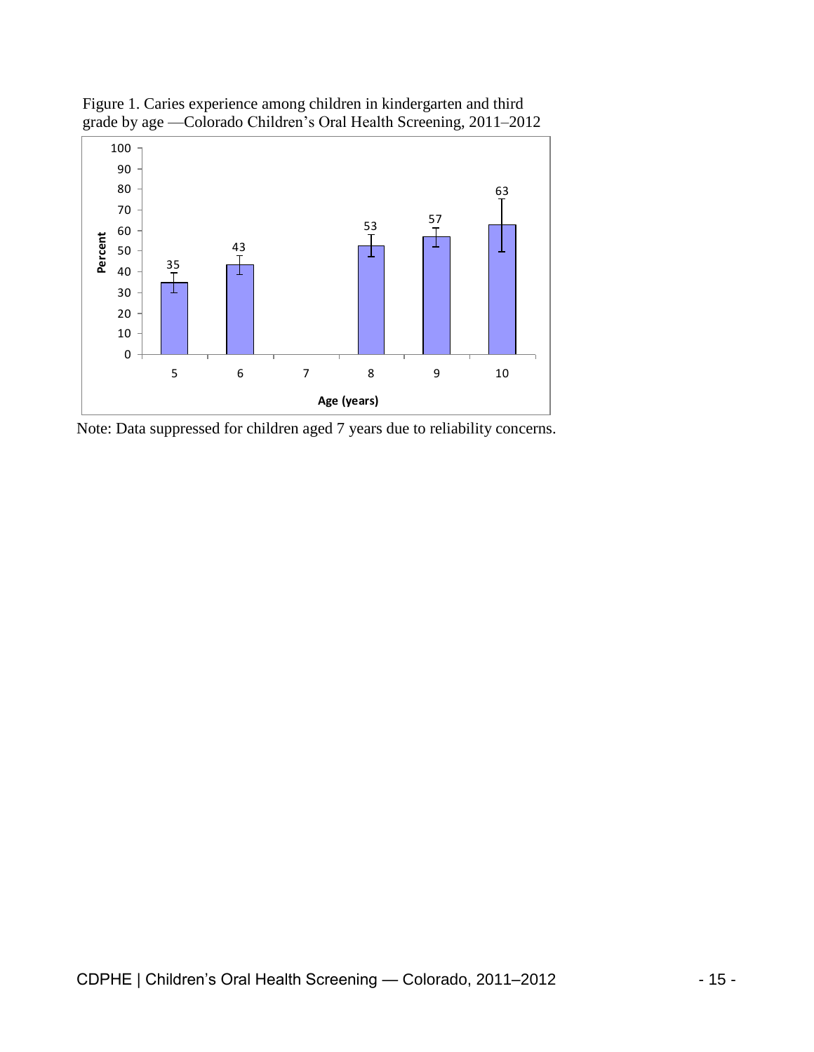Figure 1. Caries experience among children in kindergarten and third grade by age —Colorado Children's Oral Health Screening, 2011–2012

| Age (years) | Percent |
| --- | --- |
| 5 | 35 |
| 6 | 43 |
| 7 | |
| 8 | 53 |
| 9 | 57 |
| 10 | 63 |

Note: Data suppressed for children aged 7 years due to reliability concerns.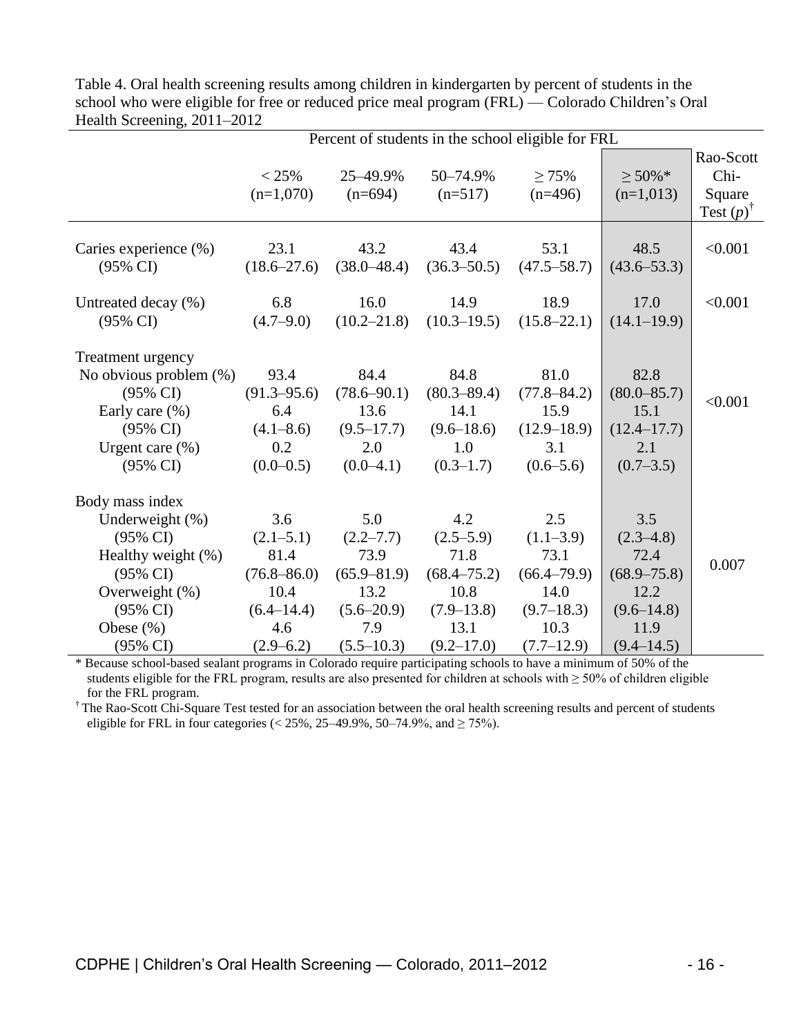Table 4. Oral health screening results among children in kindergarten by percent of students in the school who were eligible for free or reduced price meal program (FRL) — Colorado Children's Oral Health Screening, 2011–2012

| | Percent of students in the school eligible for FRL | | | | | |
|---|---|---|---|---|---|---|
| | < 25% (n=1,070) | 25–49.9% (n=694) | 50–74.9% (n=517) | ≥ 75% (n=496) | ≥ 50%* (n=1,013) | Rao-Scott Chi-Square Test ($p$)[†] |
| Caries experience (%) | 23.1 | 43.2 | 43.4 | 53.1 | 48.5 | <0.001 |
| (95% CI) | (18.6–27.6) | (38.0–48.4) | (36.3–50.5) | (47.5–58.7) | (43.6–53.3) | |
| Untreated decay (%) | 6.8 | 16.0 | 14.9 | 18.9 | 17.0 | <0.001 |
| (95% CI) | (4.7–9.0) | (10.2–21.8) | (10.3–19.5) | (15.8–22.1) | (14.1–19.9) | |
| Treatment urgency | | | | | | <0.001 |
| No obvious problem (%) | 93.4 | 84.4 | 84.8 | 81.0 | 82.8 | |
| (95% CI) | (91.3–95.6) | (78.6–90.1) | (80.3–89.4) | (77.8–84.2) | (80.0–85.7) | |
| Early care (%) | 6.4 | 13.6 | 14.1 | 15.9 | 15.1 | |
| (95% CI) | (4.1–8.6) | (9.5–17.7) | (9.6–18.6) | (12.9–18.9) | (12.4–17.7) | |
| Urgent care (%) | 0.2 | 2.0 | 1.0 | 3.1 | 2.1 | |
| (95% CI) | (0.0–0.5) | (0.0–4.1) | (0.3–1.7) | (0.6–5.6) | (0.7–3.5) | |
| Body mass index | | | | | | 0.007 |
| Underweight (%) | 3.6 | 5.0 | 4.2 | 2.5 | 3.5 | |
| (95% CI) | (2.1–5.1) | (2.2–7.7) | (2.5–5.9) | (1.1–3.9) | (2.3–4.8) | |
| Healthy weight (%) | 81.4 | 73.9 | 71.8 | 73.1 | 72.4 | |
| (95% CI) | (76.8–86.0) | (65.9–81.9) | (68.4–75.2) | (66.4–79.9) | (68.9–75.8) | |
| Overweight (%) | 10.4 | 13.2 | 10.8 | 14.0 | 12.2 | |
| (95% CI) | (6.4–14.4) | (5.6–20.9) | (7.9–13.8) | (9.7–18.3) | (9.6–14.8) | |
| Obese (%) | 4.6 | 7.9 | 13.1 | 10.3 | 11.9 | |
| (95% CI) | (2.9–6.2) | (5.5–10.3) | (9.2–17.0) | (7.7–12.9) | (9.4–14.5) | |

* Because school-based sealant programs in Colorado require participating schools to have a minimum of 50% of the students eligible for the FRL program, results are also presented for children at schools with ≥ 50% of children eligible for the FRL program.

[†] The Rao-Scott Chi-Square Test tested for an association between the oral health screening results and percent of students eligible for FRL in four categories (< 25%, 25–49.9%, 50–74.9%, and ≥ 75%).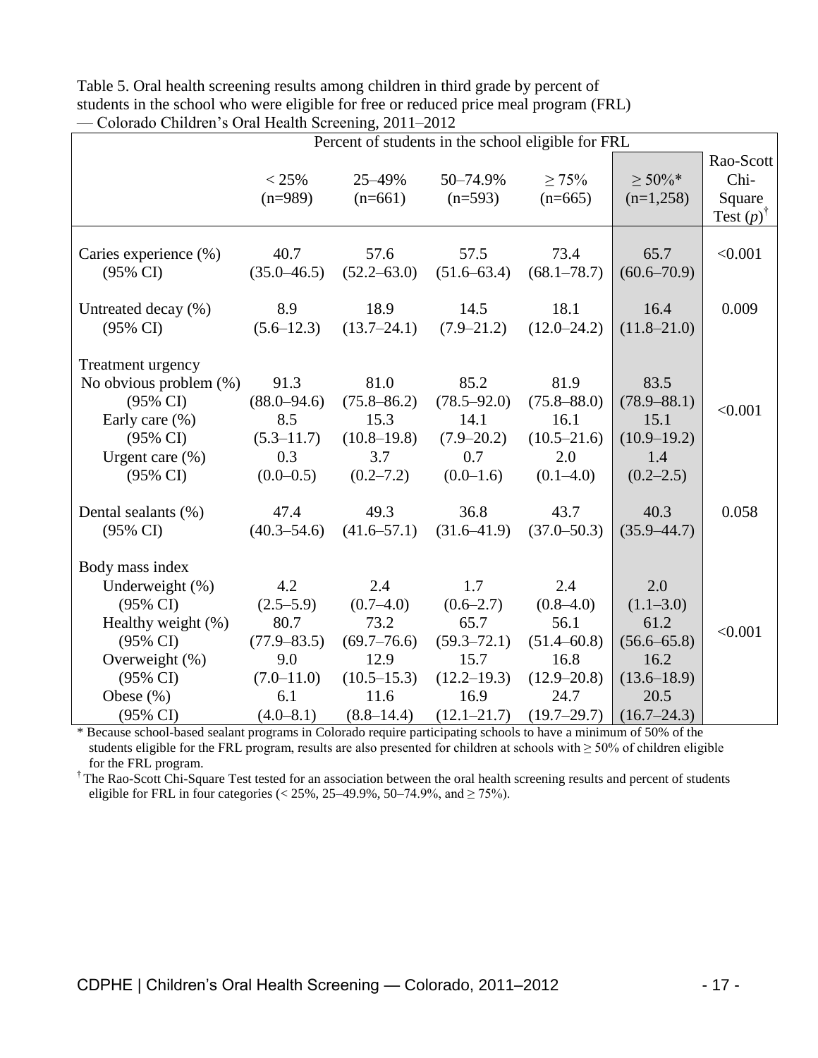Table 5. Oral health screening results among children in third grade by percent of students in the school who were eligible for free or reduced price meal program (FRL) — Colorado Children's Oral Health Screening, 2011–2012

| | Percent of students in the school eligible for FRL | | | | | |
|---|---|---|---|---|---|---|
| | < 25% (n=989) | 25–49% (n=661) | 50–74.9% (n=593) | ≥ 75% (n=665) | ≥ 50%* (n=1,258) | Rao-Scott Chi-Square Test ($p$)[†] |
| Caries experience (%) | 40.7 | 57.6 | 57.5 | 73.4 | 65.7 | <0.001 |
| (95% CI) | (35.0–46.5) | (52.2–63.0) | (51.6–63.4) | (68.1–78.7) | (60.6–70.9) | |
| Untreated decay (%) | 8.9 | 18.9 | 14.5 | 18.1 | 16.4 | 0.009 |
| (95% CI) | (5.6–12.3) | (13.7–24.1) | (7.9–21.2) | (12.0–24.2) | (11.8–21.0) | |
| Treatment urgency | | | | | | <0.001 |
| No obvious problem (%) | 91.3 | 81.0 | 85.2 | 81.9 | 83.5 | |
| (95% CI) | (88.0–94.6) | (75.8–86.2) | (78.5–92.0) | (75.8–88.0) | (78.9–88.1) | |
| Early care (%) | 8.5 | 15.3 | 14.1 | 16.1 | 15.1 | |
| (95% CI) | (5.3–11.7) | (10.8–19.8) | (7.9–20.2) | (10.5–21.6) | (10.9–19.2) | |
| Urgent care (%) | 0.3 | 3.7 | 0.7 | 2.0 | 1.4 | |
| (95% CI) | (0.0–0.5) | (0.2–7.2) | (0.0–1.6) | (0.1–4.0) | (0.2–2.5) | |
| Dental sealants (%) | 47.4 | 49.3 | 36.8 | 43.7 | 40.3 | 0.058 |
| (95% CI) | (40.3–54.6) | (41.6–57.1) | (31.6–41.9) | (37.0–50.3) | (35.9–44.7) | |
| Body mass index | | | | | | <0.001 |
| Underweight (%) | 4.2 | 2.4 | 1.7 | 2.4 | 2.0 | |
| (95% CI) | (2.5–5.9) | (0.7–4.0) | (0.6–2.7) | (0.8–4.0) | (1.1–3.0) | |
| Healthy weight (%) | 80.7 | 73.2 | 65.7 | 56.1 | 61.2 | |
| (95% CI) | (77.9–83.5) | (69.7–76.6) | (59.3–72.1) | (51.4–60.8) | (56.6–65.8) | |
| Overweight (%) | 9.0 | 12.9 | 15.7 | 16.8 | 16.2 | |
| (95% CI) | (7.0–11.0) | (10.5–15.3) | (12.2–19.3) | (12.9–20.8) | (13.6–18.9) | |
| Obese (%) | 6.1 | 11.6 | 16.9 | 24.7 | 20.5 | |
| (95% CI) | (4.0–8.1) | (8.8–14.4) | (12.1–21.7) | (19.7–29.7) | (16.7–24.3) | |

\* Because school-based sealant programs in Colorado require participating schools to have a minimum of 50% of the students eligible for the FRL program, results are also presented for children at schools with ≥ 50% of children eligible for the FRL program.

[†] The Rao-Scott Chi-Square Test tested for an association between the oral health screening results and percent of students eligible for FRL in four categories (< 25%, 25–49.9%, 50–74.9%, and ≥ 75%).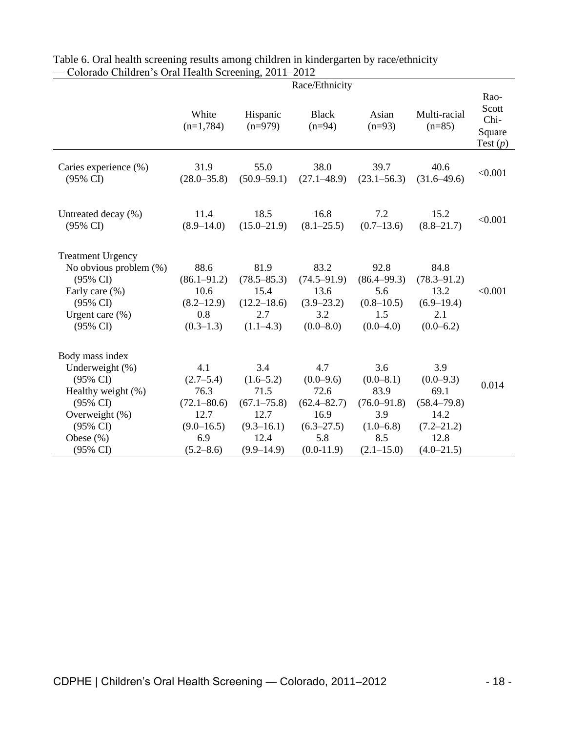Table 6. Oral health screening results among children in kindergarten by race/ethnicity — Colorado Children's Oral Health Screening, 2011–2012

| | Race/Ethnicity | | | | | |
|---|---|---|---|---|---|---|
| | White (n=1,784) | Hispanic (n=979) | Black (n=94) | Asian (n=93) | Multi-racial (n=85) | Rao-Scott Chi-Square Test (*p*) |
| Caries experience (%) | 31.9 | 55.0 | 38.0 | 39.7 | 40.6 | <0.001 |
| (95% CI) | (28.0–35.8) | (50.9–59.1) | (27.1–48.9) | (23.1–56.3) | (31.6–49.6) | |
| Untreated decay (%) | 11.4 | 18.5 | 16.8 | 7.2 | 15.2 | <0.001 |
| (95% CI) | (8.9–14.0) | (15.0–21.9) | (8.1–25.5) | (0.7–13.6) | (8.8–21.7) | |
| Treatment Urgency | | | | | | |
| No obvious problem (%) | 88.6 | 81.9 | 83.2 | 92.8 | 84.8 | <0.001 |
| (95% CI) | (86.1–91.2) | (78.5–85.3) | (74.5–91.9) | (86.4–99.3) | (78.3–91.2) | |
| Early care (%) | 10.6 | 15.4 | 13.6 | 5.6 | 13.2 | |
| (95% CI) | (8.2–12.9) | (12.2–18.6) | (3.9–23.2) | (0.8–10.5) | (6.9–19.4) | |
| Urgent care (%) | 0.8 | 2.7 | 3.2 | 1.5 | 2.1 | |
| (95% CI) | (0.3–1.3) | (1.1–4.3) | (0.0–8.0) | (0.0–4.0) | (0.0–6.2) | |
| Body mass index | | | | | | |
| Underweight (%) | 4.1 | 3.4 | 4.7 | 3.6 | 3.9 | 0.014 |
| (95% CI) | (2.7–5.4) | (1.6–5.2) | (0.0–9.6) | (0.0–8.1) | (0.0–9.3) | |
| Healthy weight (%) | 76.3 | 71.5 | 72.6 | 83.9 | 69.1 | |
| (95% CI) | (72.1–80.6) | (67.1–75.8) | (62.4–82.7) | (76.0–91.8) | (58.4–79.8) | |
| Overweight (%) | 12.7 | 12.7 | 16.9 | 3.9 | 14.2 | |
| (95% CI) | (9.0–16.5) | (9.3–16.1) | (6.3–27.5) | (1.0–6.8) | (7.2–21.2) | |
| Obese (%) | 6.9 | 12.4 | 5.8 | 8.5 | 12.8 | |
| (95% CI) | (5.2–8.6) | (9.9–14.9) | (0.0-11.9) | (2.1–15.0) | (4.0–21.5) | |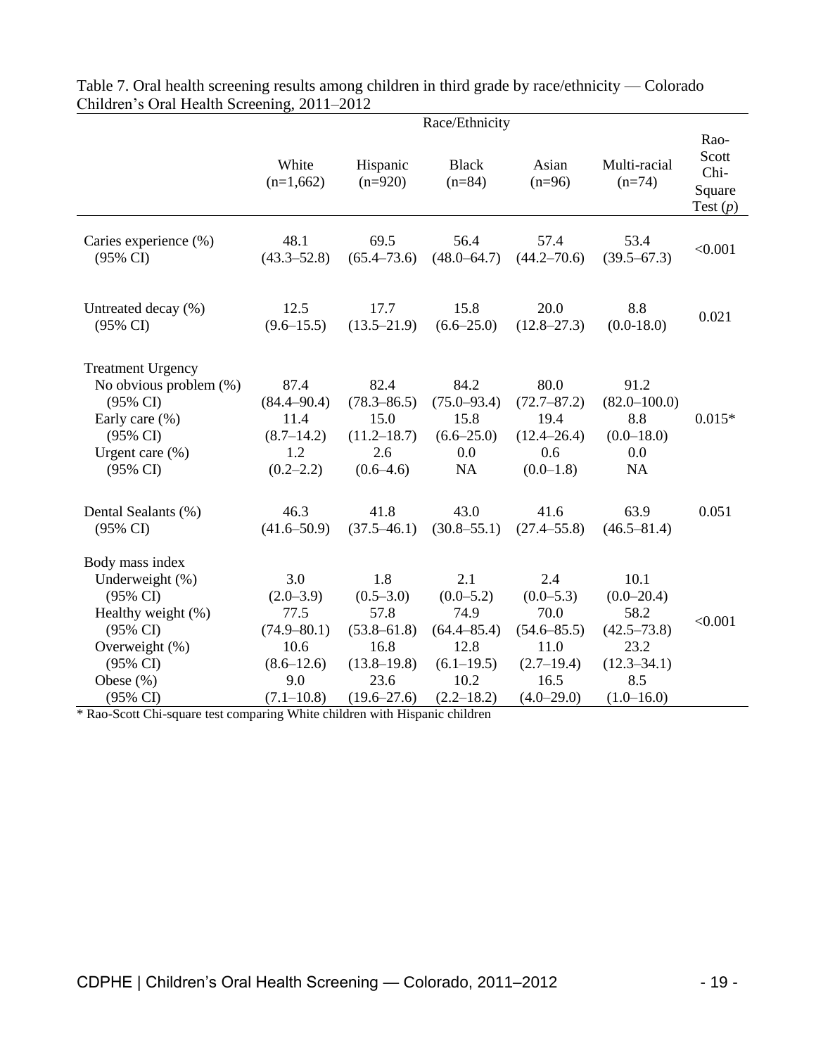Table 7. Oral health screening results among children in third grade by race/ethnicity — Colorado Children's Oral Health Screening, 2011–2012

| | Race/Ethnicity | | | | | |
|---|---|---|---|---|---|---|
| | White (n=1,662) | Hispanic (n=920) | Black (n=84) | Asian (n=96) | Multi-racial (n=74) | Rao-Scott Chi-Square Test (*p*) |
| Caries experience (%) | 48.1 | 69.5 | 56.4 | 57.4 | 53.4 | <0.001 |
| (95% CI) | (43.3–52.8) | (65.4–73.6) | (48.0–64.7) | (44.2–70.6) | (39.5–67.3) | |
| Untreated decay (%) | 12.5 | 17.7 | 15.8 | 20.0 | 8.8 | 0.021 |
| (95% CI) | (9.6–15.5) | (13.5–21.9) | (6.6–25.0) | (12.8–27.3) | (0.0-18.0) | |
| Treatment Urgency | | | | | | 0.015* |
| No obvious problem (%) | 87.4 | 82.4 | 84.2 | 80.0 | 91.2 | |
| (95% CI) | (84.4–90.4) | (78.3–86.5) | (75.0–93.4) | (72.7–87.2) | (82.0–100.0) | |
| Early care (%) | 11.4 | 15.0 | 15.8 | 19.4 | 8.8 | |
| (95% CI) | (8.7–14.2) | (11.2–18.7) | (6.6–25.0) | (12.4–26.4) | (0.0–18.0) | |
| Urgent care (%) | 1.2 | 2.6 | 0.0 | 0.6 | 0.0 | |
| (95% CI) | (0.2–2.2) | (0.6–4.6) | NA | (0.0–1.8) | NA | |
| Dental Sealants (%) | 46.3 | 41.8 | 43.0 | 41.6 | 63.9 | 0.051 |
| (95% CI) | (41.6–50.9) | (37.5–46.1) | (30.8–55.1) | (27.4–55.8) | (46.5–81.4) | |
| Body mass index | | | | | | <0.001 |
| Underweight (%) | 3.0 | 1.8 | 2.1 | 2.4 | 10.1 | |
| (95% CI) | (2.0–3.9) | (0.5–3.0) | (0.0–5.2) | (0.0–5.3) | (0.0–20.4) | |
| Healthy weight (%) | 77.5 | 57.8 | 74.9 | 70.0 | 58.2 | |
| (95% CI) | (74.9–80.1) | (53.8–61.8) | (64.4–85.4) | (54.6–85.5) | (42.5–73.8) | |
| Overweight (%) | 10.6 | 16.8 | 12.8 | 11.0 | 23.2 | |
| (95% CI) | (8.6–12.6) | (13.8–19.8) | (6.1–19.5) | (2.7–19.4) | (12.3–34.1) | |
| Obese (%) | 9.0 | 23.6 | 10.2 | 16.5 | 8.5 | |
| (95% CI) | (7.1–10.8) | (19.6–27.6) | (2.2–18.2) | (4.0–29.0) | (1.0–16.0) | |

* Rao-Scott Chi-square test comparing White children with Hispanic children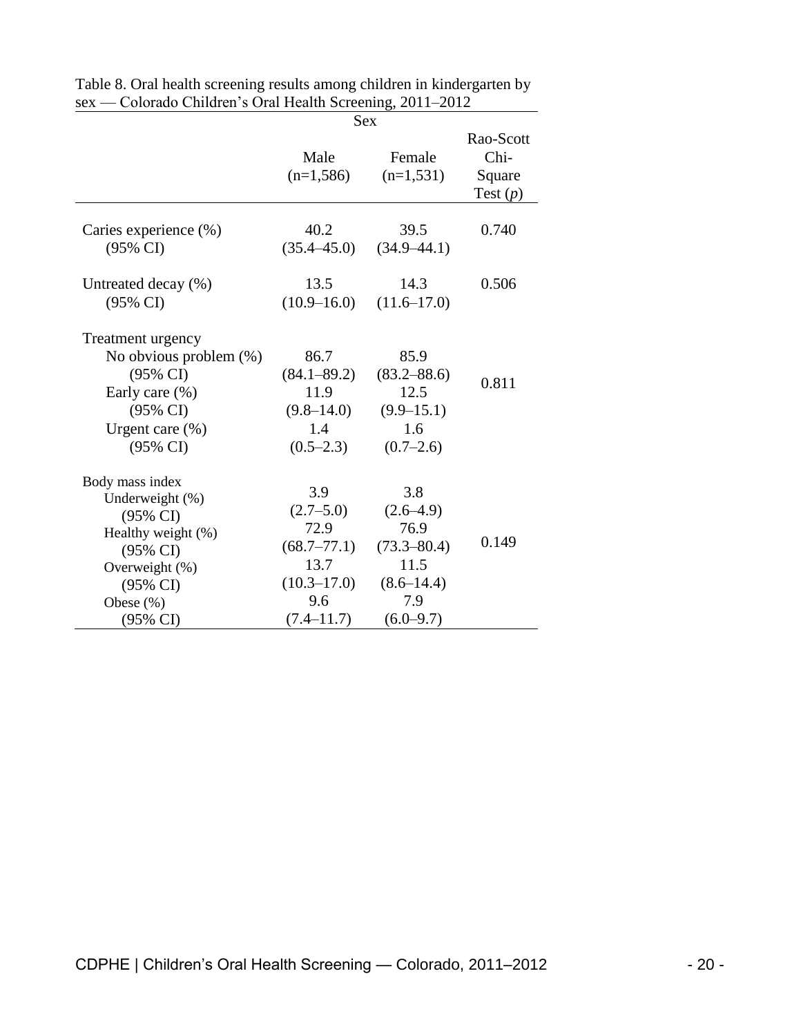Table 8. Oral health screening results among children in kindergarten by sex — Colorado Children's Oral Health Screening, 2011–2012

| | Sex | | |
|---|---|---|---|
| | Male (n=1,586) | Female (n=1,531) | Rao-Scott Chi-Square Test (*p*) |
| Caries experience (%) | 40.2 | 39.5 | 0.740 |
| (95% CI) | (35.4–45.0) | (34.9–44.1) | |
| Untreated decay (%) | 13.5 | 14.3 | 0.506 |
| (95% CI) | (10.9–16.0) | (11.6–17.0) | |
| Treatment urgency | | | 0.811 |
| No obvious problem (%) | 86.7 | 85.9 | |
| (95% CI) | (84.1–89.2) | (83.2–88.6) | |
| Early care (%) | 11.9 | 12.5 | |
| (95% CI) | (9.8–14.0) | (9.9–15.1) | |
| Urgent care (%) | 1.4 | 1.6 | |
| (95% CI) | (0.5–2.3) | (0.7–2.6) | |
| Body mass index | | | 0.149 |
| Underweight (%) | 3.9 | 3.8 | |
| (95% CI) | (2.7–5.0) | (2.6–4.9) | |
| Healthy weight (%) | 72.9 | 76.9 | |
| (95% CI) | (68.7–77.1) | (73.3–80.4) | |
| Overweight (%) | 13.7 | 11.5 | |
| (95% CI) | (10.3–17.0) | (8.6–14.4) | |
| Obese (%) | 9.6 | 7.9 | |
| (95% CI) | (7.4–11.7) | (6.0–9.7) | |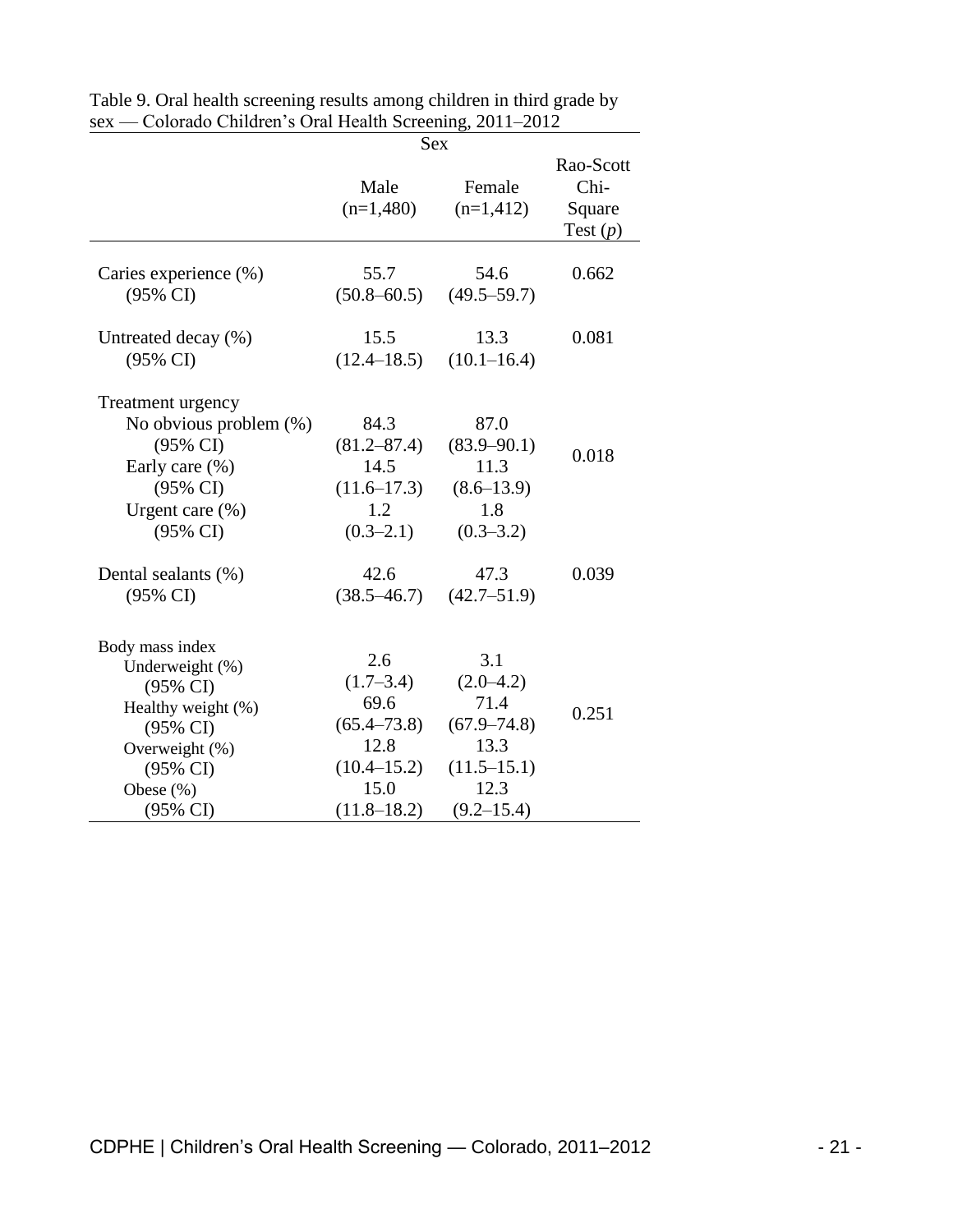Table 9. Oral health screening results among children in third grade by sex — Colorado Children's Oral Health Screening, 2011–2012

| | Sex | | |
|---|---|---|---|
| | Male (n=1,480) | Female (n=1,412) | Rao-Scott Chi-Square Test (*p*) |
| Caries experience (%) | 55.7 | 54.6 | 0.662 |
| (95% CI) | (50.8–60.5) | (49.5–59.7) | |
| Untreated decay (%) | 15.5 | 13.3 | 0.081 |
| (95% CI) | (12.4–18.5) | (10.1–16.4) | |
| Treatment urgency | | | 0.018 |
| No obvious problem (%) | 84.3 | 87.0 | |
| (95% CI) | (81.2–87.4) | (83.9–90.1) | |
| Early care (%) | 14.5 | 11.3 | |
| (95% CI) | (11.6–17.3) | (8.6–13.9) | |
| Urgent care (%) | 1.2 | 1.8 | |
| (95% CI) | (0.3–2.1) | (0.3–3.2) | |
| Dental sealants (%) | 42.6 | 47.3 | 0.039 |
| (95% CI) | (38.5–46.7) | (42.7–51.9) | |
| Body mass index | | | 0.251 |
| Underweight (%) | 2.6 | 3.1 | |
| (95% CI) | (1.7–3.4) | (2.0–4.2) | |
| Healthy weight (%) | 69.6 | 71.4 | |
| (95% CI) | (65.4–73.8) | (67.9–74.8) | |
| Overweight (%) | 12.8 | 13.3 | |
| (95% CI) | (10.4–15.2) | (11.5–15.1) | |
| Obese (%) | 15.0 | 12.3 | |
| (95% CI) | (11.8–18.2) | (9.2–15.4) | |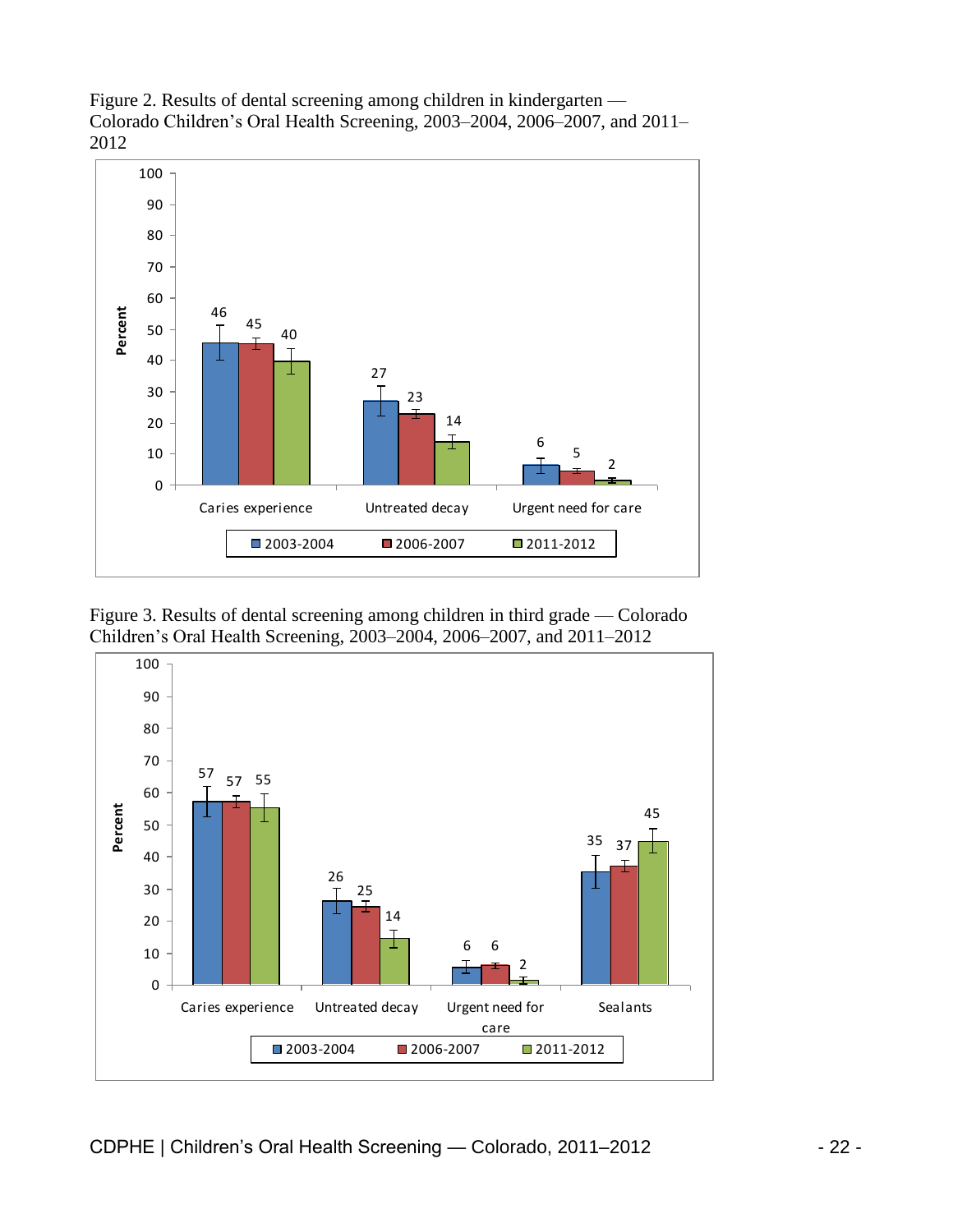Figure 2. Results of dental screening among children in kindergarten — Colorado Children's Oral Health Screening, 2003–2004, 2006–2007, and 2011–2012

| | 2003-2004 | 2006-2007 | 2011-2012 |
|---|---|---|---|
| Caries experience | 46 | 45 | 40 |
| Untreated decay | 27 | 23 | 14 |
| Urgent need for care | 6 | 5 | 2 |

Figure 3. Results of dental screening among children in third grade — Colorado Children's Oral Health Screening, 2003–2004, 2006–2007, and 2011–2012

| | 2003-2004 | 2006-2007 | 2011-2012 |
|---|---|---|---|
| Caries experience | 57 | 57 | 55 |
| Untreated decay | 26 | 25 | 14 |
| Urgent need for care | 6 | 6 | 2 |
| Sealants | 35 | 37 | 45 |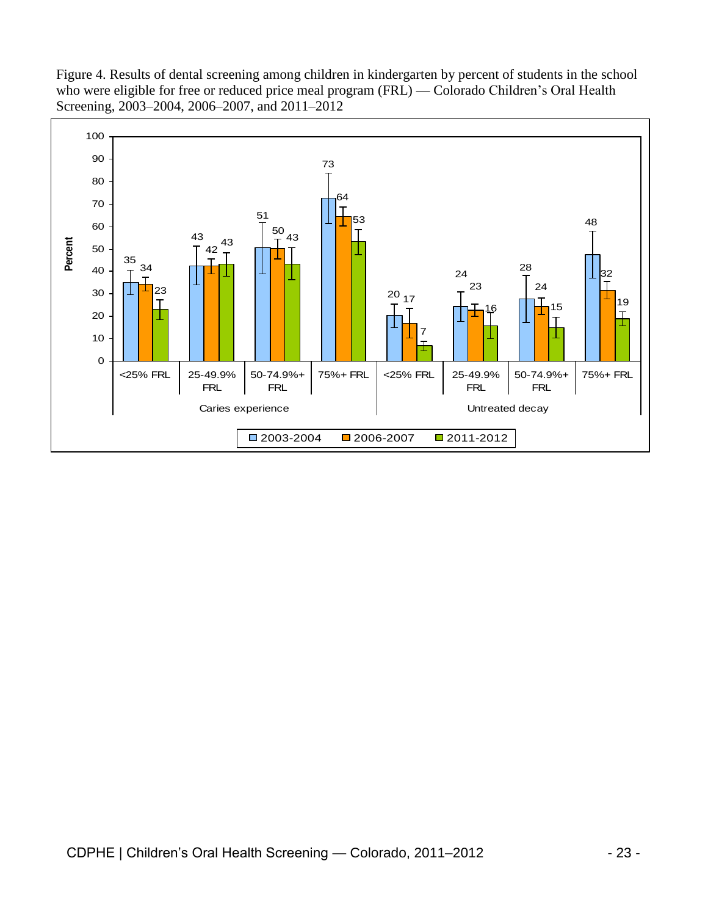Figure 4. Results of dental screening among children in kindergarten by percent of students in the school who were eligible for free or reduced price meal program (FRL) — Colorado Children's Oral Health Screening, 2003–2004, 2006–2007, and 2011–2012

| | | 2003-2004 | 2006-2007 | 2011-2012 |
|---|---|---|---|---|
| Caries experience | <25% FRL | 35 | 34 | 23 |
| | 25-49.9% FRL | 43 | 42 | 43 |
| | 50-74.9%+ FRL | 51 | 50 | 43 |
| | 75%+ FRL | 73 | 64 | 53 |
| Untreated decay | <25% FRL | 20 | 17 | 7 |
| | 25-49.9% FRL | 24 | 23 | 16 |
| | 50-74.9%+ FRL | 28 | 24 | 15 |
| | 75%+ FRL | 48 | 32 | 19 |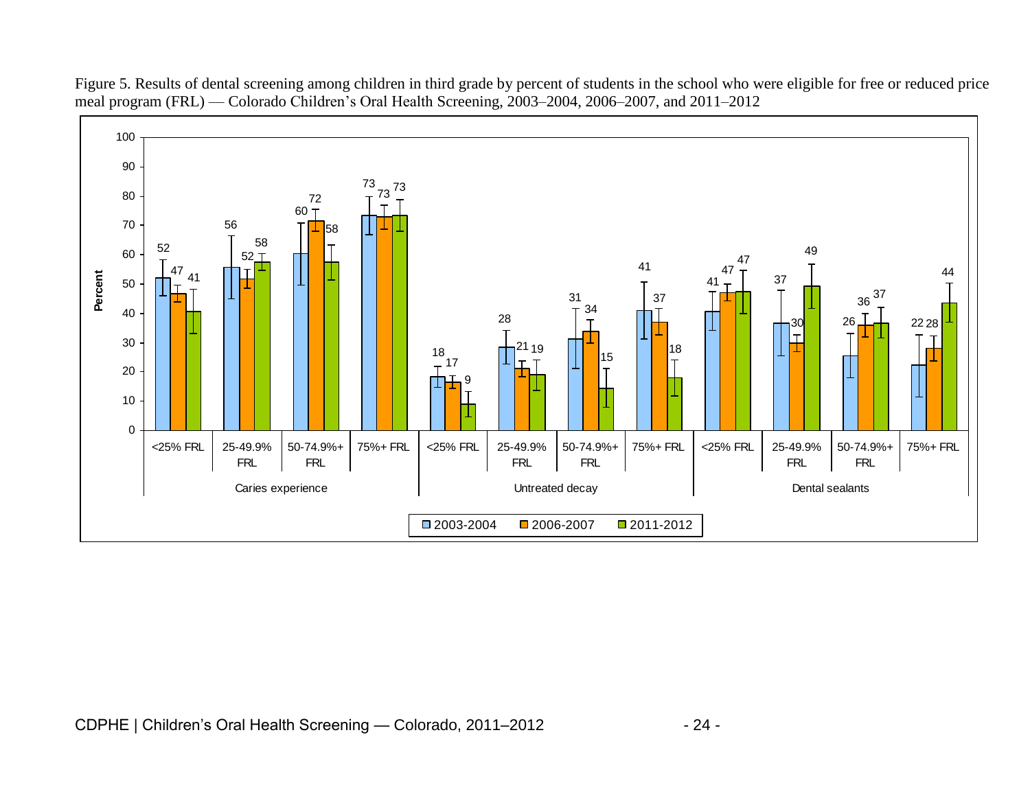Figure 5. Results of dental screening among children in third grade by percent of students in the school who were eligible for free or reduced price meal program (FRL) — Colorado Children's Oral Health Screening, 2003–2004, 2006–2007, and 2011–2012

| Outcome | FRL category | 2003-2004 | 2006-2007 | 2011-2012 |
|---|---|---|---|---|
| Caries experience | <25% FRL | 52 | 47 | 41 |
| | 25-49.9% FRL | 56 | 52 | 58 |
| | 50-74.9%+ FRL | 60 | 72 | 58 |
| | 75%+ FRL | 73 | 73 | 73 |
| Untreated decay | <25% FRL | 18 | 17 | 9 |
| | 25-49.9% FRL | 28 | 21 | 19 |
| | 50-74.9%+ FRL | 31 | 34 | 15 |
| | 75%+ FRL | 41 | 37 | 18 |
| Dental sealants | <25% FRL | 41 | 47 | 47 |
| | 25-49.9% FRL | 37 | 30 | 49 |
| | 50-74.9%+ FRL | 26 | 36 | 37 |
| | 75%+ FRL | 22 | 28 | 44 |

Values are percent.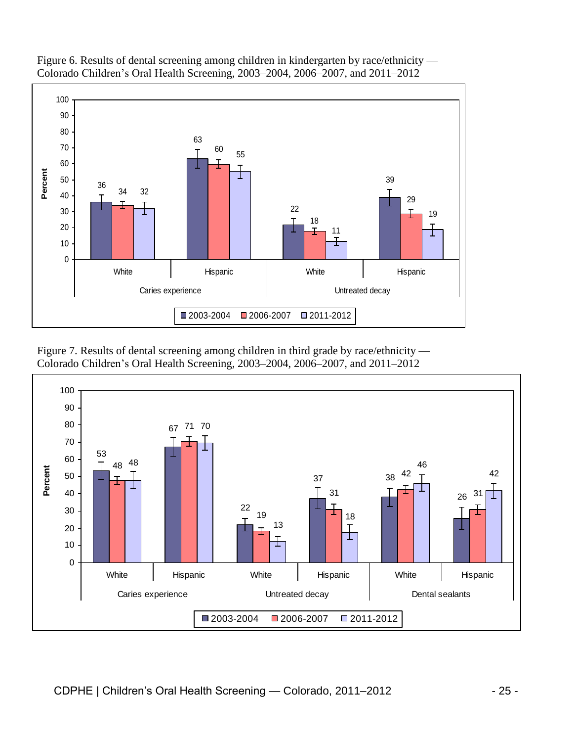Figure 6. Results of dental screening among children in kindergarten by race/ethnicity — Colorado Children's Oral Health Screening, 2003–2004, 2006–2007, and 2011–2012

Percent

100
90
80
70
60
50
40
30
20
10
0

36 34 32
63 60 55
22 18 11
39 29 19

White
Hispanic
White
Hispanic

Caries experience
Untreated decay

2003-2004 2006-2007 2011-2012

Figure 7. Results of dental screening among children in third grade by race/ethnicity — Colorado Children's Oral Health Screening, 2003–2004, 2006–2007, and 2011–2012

Percent

100
90
80
70
60
50
40
30
20
10
0

53 48 48
67 71 70
22 19 13
37 31 18
38 42 46
26 31 42

White
Hispanic
White
Hispanic
White
Hispanic

Caries experience
Untreated decay
Dental sealants

2003-2004 2006-2007 2011-2012